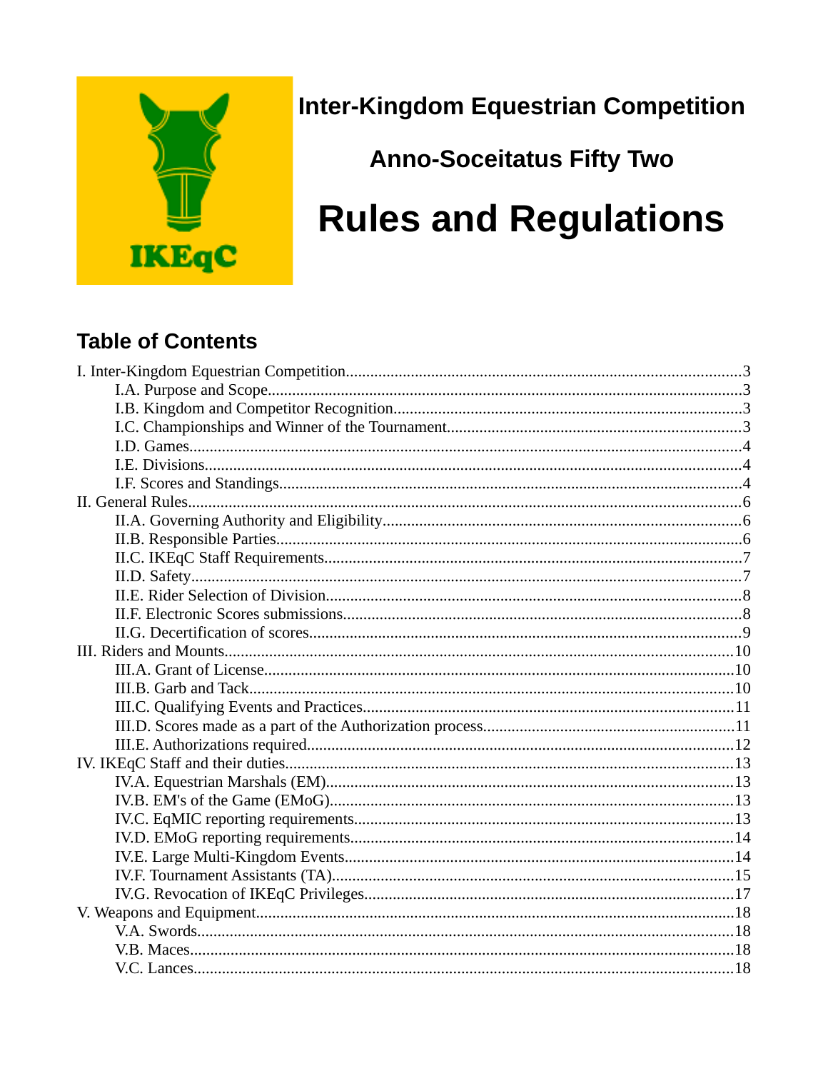IKEqC

# Inter-Kingdom Equestrian Competition

## Anno-Soceitatus Fifty Two

# Rules and Regulations

## Table of Contents

I. Inter-Kingdom Equestrian Competition....3
- I.A. Purpose and Scope....3
- I.B. Kingdom and Competitor Recognition....3
- I.C. Championships and Winner of the Tournament....3
- I.D. Games....4
- I.E. Divisions....4
- I.F. Scores and Standings....4

II. General Rules....6
- II.A. Governing Authority and Eligibility....6
- II.B. Responsible Parties....6
- II.C. IKEqC Staff Requirements....7
- II.D. Safety....7
- II.E. Rider Selection of Division....8
- II.F. Electronic Scores submissions....8
- II.G. Decertification of scores....9

III. Riders and Mounts....10
- III.A. Grant of License....10
- III.B. Garb and Tack....10
- III.C. Qualifying Events and Practices....11
- III.D. Scores made as a part of the Authorization process....11
- III.E. Authorizations required....12

IV. IKEqC Staff and their duties....13
- IV.A. Equestrian Marshals (EM)....13
- IV.B. EM's of the Game (EMoG)....13
- IV.C. EqMIC reporting requirements....13
- IV.D. EMoG reporting requirements....14
- IV.E. Large Multi-Kingdom Events....14
- IV.F. Tournament Assistants (TA)....15
- IV.G. Revocation of IKEqC Privileges....17

V. Weapons and Equipment....18
- V.A. Swords....18
- V.B. Maces....18
- V.C. Lances....18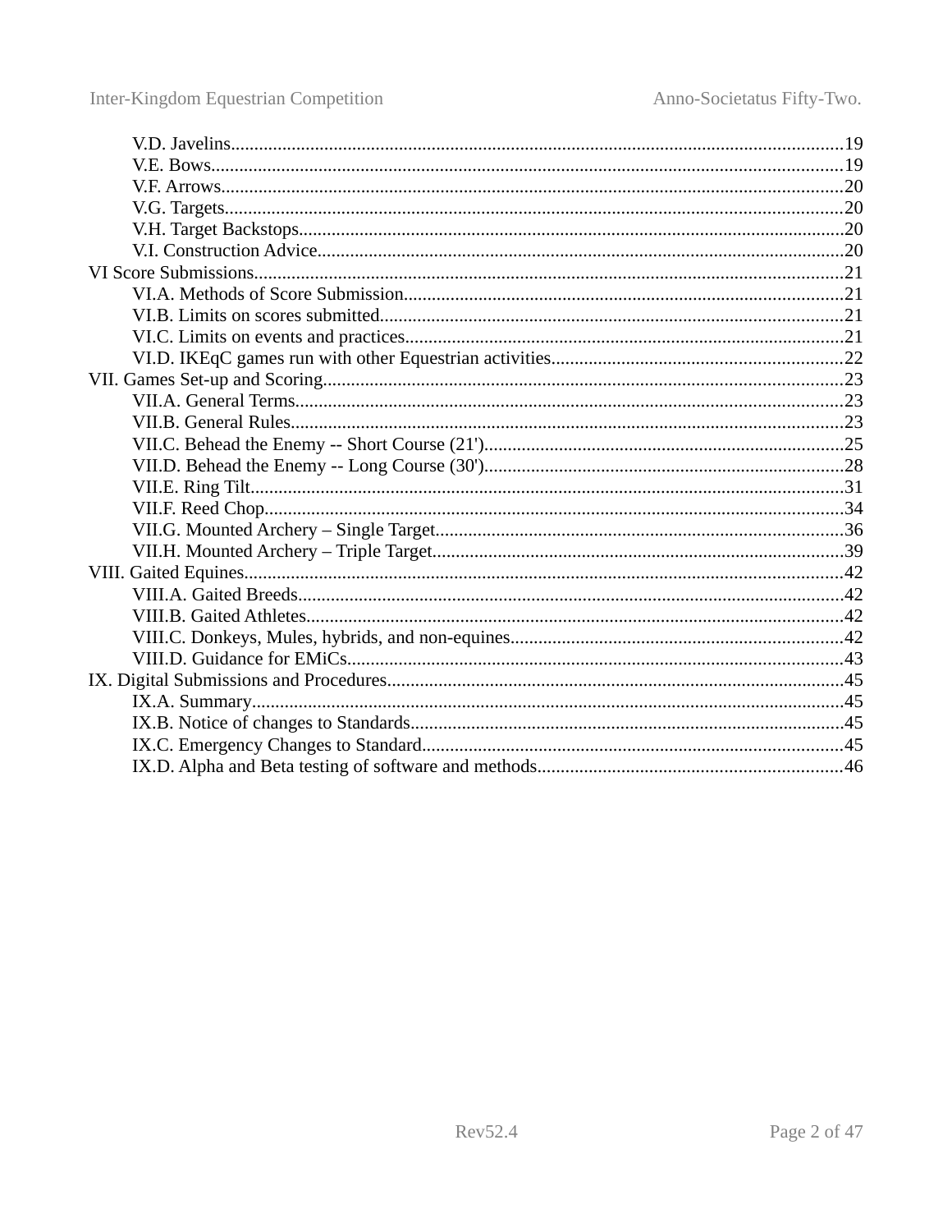V.D. Javelins..........19
V.E. Bows..........19
V.F. Arrows..........20
V.G. Targets..........20
V.H. Target Backstops..........20
V.I. Construction Advice..........20

VI Score Submissions..........21
VI.A. Methods of Score Submission..........21
VI.B. Limits on scores submitted..........21
VI.C. Limits on events and practices..........21
VI.D. IKEqC games run with other Equestrian activities..........22

VII. Games Set-up and Scoring..........23
VII.A. General Terms..........23
VII.B. General Rules..........23
VII.C. Behead the Enemy -- Short Course (21')..........25
VII.D. Behead the Enemy -- Long Course (30')..........28
VII.E. Ring Tilt..........31
VII.F. Reed Chop..........34
VII.G. Mounted Archery – Single Target..........36
VII.H. Mounted Archery – Triple Target..........39

VIII. Gaited Equines..........42
VIII.A. Gaited Breeds..........42
VIII.B. Gaited Athletes..........42
VIII.C. Donkeys, Mules, hybrids, and non-equines..........42
VIII.D. Guidance for EMiCs..........43

IX. Digital Submissions and Procedures..........45
IX.A. Summary..........45
IX.B. Notice of changes to Standards..........45
IX.C. Emergency Changes to Standard..........45
IX.D. Alpha and Beta testing of software and methods..........46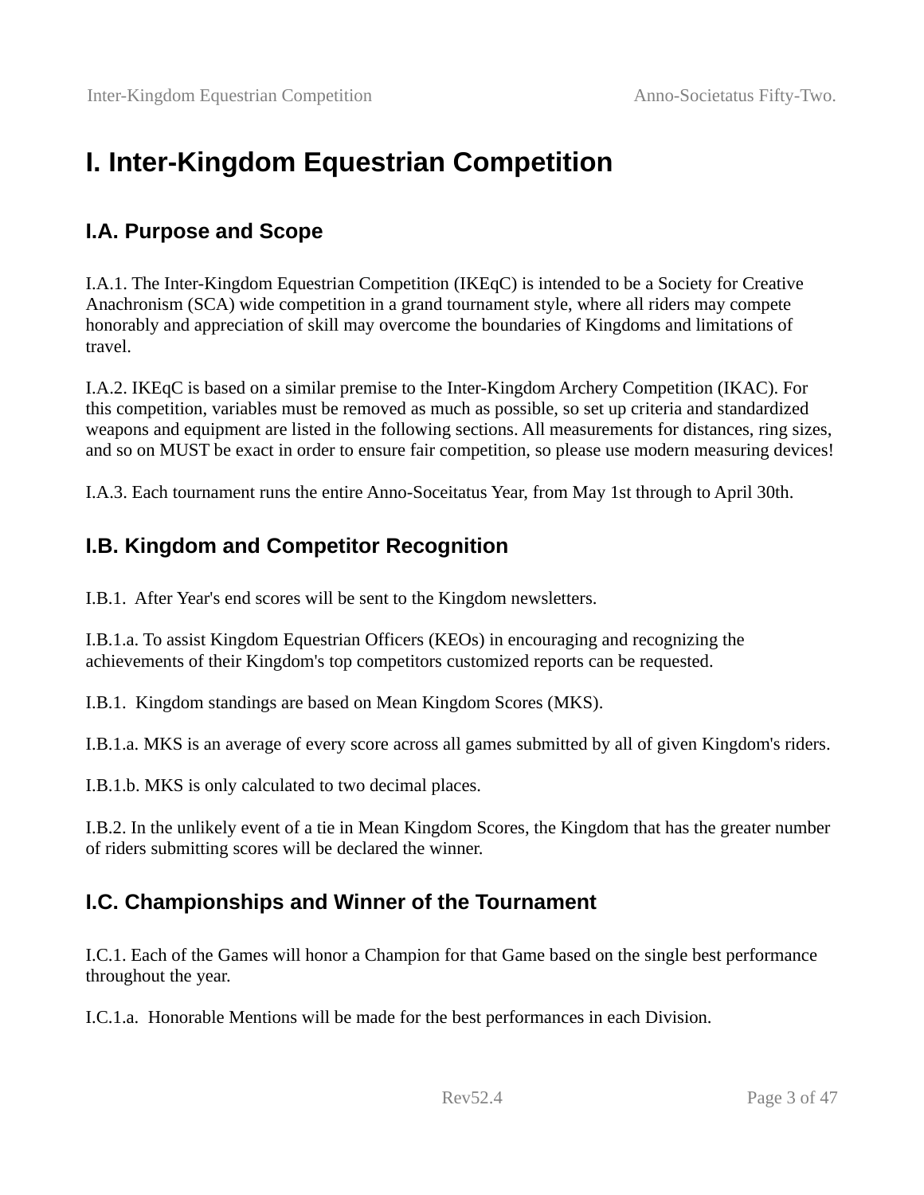# I. Inter-Kingdom Equestrian Competition

## I.A. Purpose and Scope

I.A.1. The Inter-Kingdom Equestrian Competition (IKEqC) is intended to be a Society for Creative Anachronism (SCA) wide competition in a grand tournament style, where all riders may compete honorably and appreciation of skill may overcome the boundaries of Kingdoms and limitations of travel.

I.A.2. IKEqC is based on a similar premise to the Inter-Kingdom Archery Competition (IKAC). For this competition, variables must be removed as much as possible, so set up criteria and standardized weapons and equipment are listed in the following sections. All measurements for distances, ring sizes, and so on MUST be exact in order to ensure fair competition, so please use modern measuring devices!

I.A.3. Each tournament runs the entire Anno-Soceitatus Year, from May 1st through to April 30th.

## I.B. Kingdom and Competitor Recognition

I.B.1. After Year's end scores will be sent to the Kingdom newsletters.

I.B.1.a. To assist Kingdom Equestrian Officers (KEOs) in encouraging and recognizing the achievements of their Kingdom's top competitors customized reports can be requested.

I.B.1. Kingdom standings are based on Mean Kingdom Scores (MKS).

I.B.1.a. MKS is an average of every score across all games submitted by all of given Kingdom's riders.

I.B.1.b. MKS is only calculated to two decimal places.

I.B.2. In the unlikely event of a tie in Mean Kingdom Scores, the Kingdom that has the greater number of riders submitting scores will be declared the winner.

## I.C. Championships and Winner of the Tournament

I.C.1. Each of the Games will honor a Champion for that Game based on the single best performance throughout the year.

I.C.1.a. Honorable Mentions will be made for the best performances in each Division.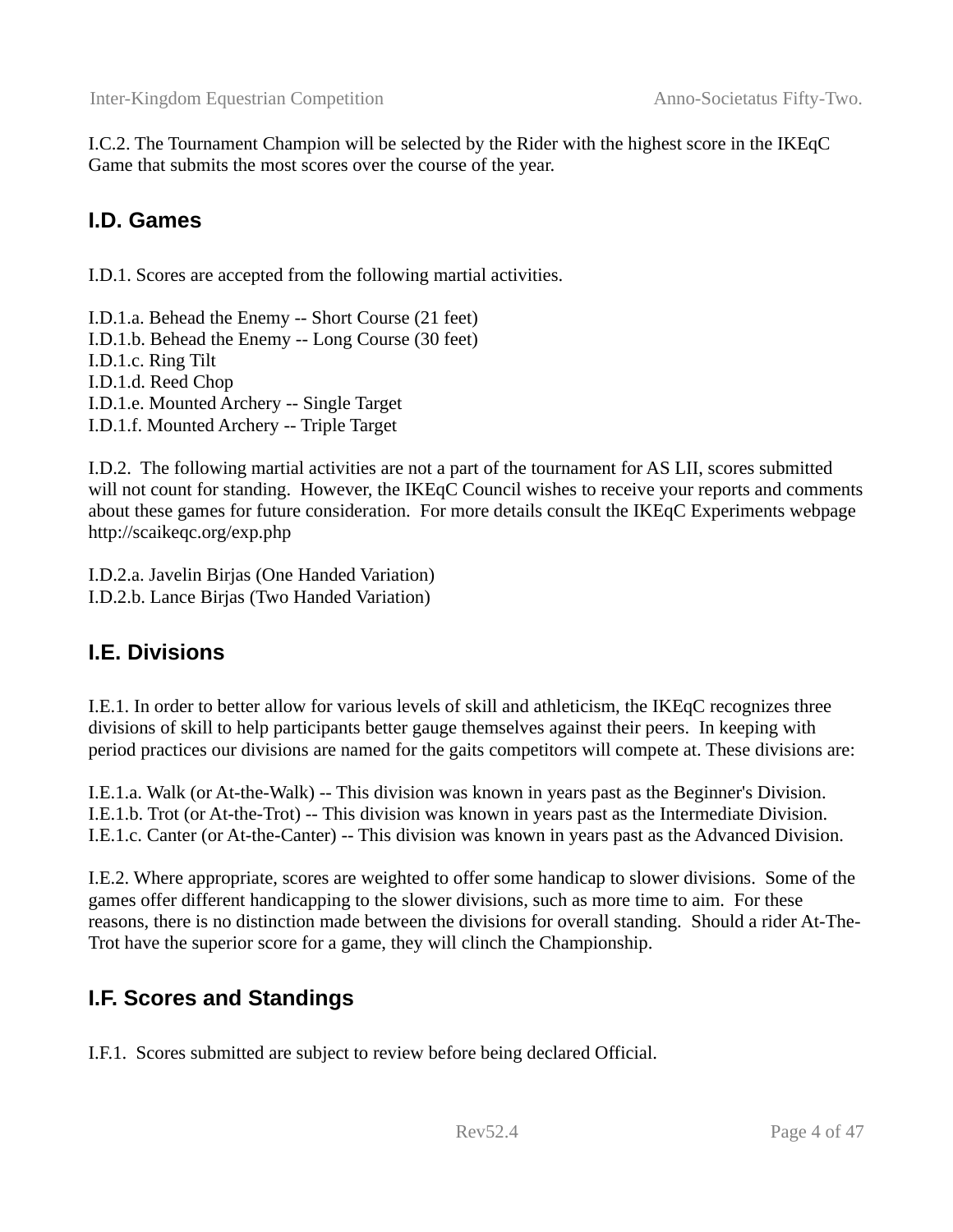I.C.2. The Tournament Champion will be selected by the Rider with the highest score in the IKEqC Game that submits the most scores over the course of the year.

## I.D. Games

I.D.1. Scores are accepted from the following martial activities.

I.D.1.a. Behead the Enemy -- Short Course (21 feet)
I.D.1.b. Behead the Enemy -- Long Course (30 feet)
I.D.1.c. Ring Tilt
I.D.1.d. Reed Chop
I.D.1.e. Mounted Archery -- Single Target
I.D.1.f. Mounted Archery -- Triple Target

I.D.2. The following martial activities are not a part of the tournament for AS LII, scores submitted will not count for standing. However, the IKEqC Council wishes to receive your reports and comments about these games for future consideration. For more details consult the IKEqC Experiments webpage http://scaikeqc.org/exp.php

I.D.2.a. Javelin Birjas (One Handed Variation)
I.D.2.b. Lance Birjas (Two Handed Variation)

## I.E. Divisions

I.E.1. In order to better allow for various levels of skill and athleticism, the IKEqC recognizes three divisions of skill to help participants better gauge themselves against their peers. In keeping with period practices our divisions are named for the gaits competitors will compete at. These divisions are:

I.E.1.a. Walk (or At-the-Walk) -- This division was known in years past as the Beginner's Division.
I.E.1.b. Trot (or At-the-Trot) -- This division was known in years past as the Intermediate Division.
I.E.1.c. Canter (or At-the-Canter) -- This division was known in years past as the Advanced Division.

I.E.2. Where appropriate, scores are weighted to offer some handicap to slower divisions. Some of the games offer different handicapping to the slower divisions, such as more time to aim. For these reasons, there is no distinction made between the divisions for overall standing. Should a rider At-The-Trot have the superior score for a game, they will clinch the Championship.

## I.F. Scores and Standings

I.F.1. Scores submitted are subject to review before being declared Official.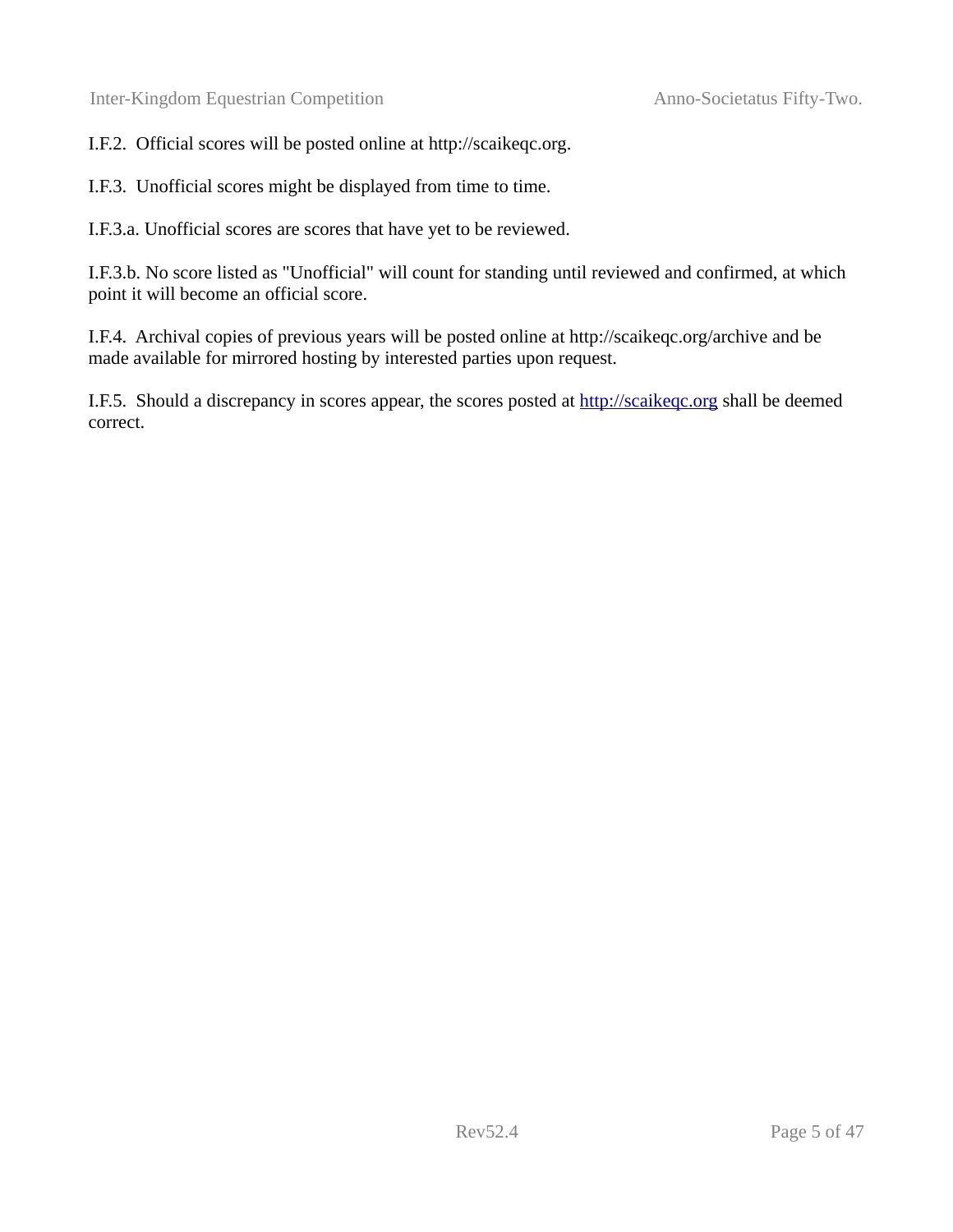I.F.2.  Official scores will be posted online at http://scaikeqc.org.

I.F.3.  Unofficial scores might be displayed from time to time.

I.F.3.a. Unofficial scores are scores that have yet to be reviewed.

I.F.3.b. No score listed as "Unofficial" will count for standing until reviewed and confirmed, at which point it will become an official score.

I.F.4.  Archival copies of previous years will be posted online at http://scaikeqc.org/archive and be made available for mirrored hosting by interested parties upon request.

I.F.5.  Should a discrepancy in scores appear, the scores posted at [http://scaikeqc.org](http://scaikeqc.org) shall be deemed correct.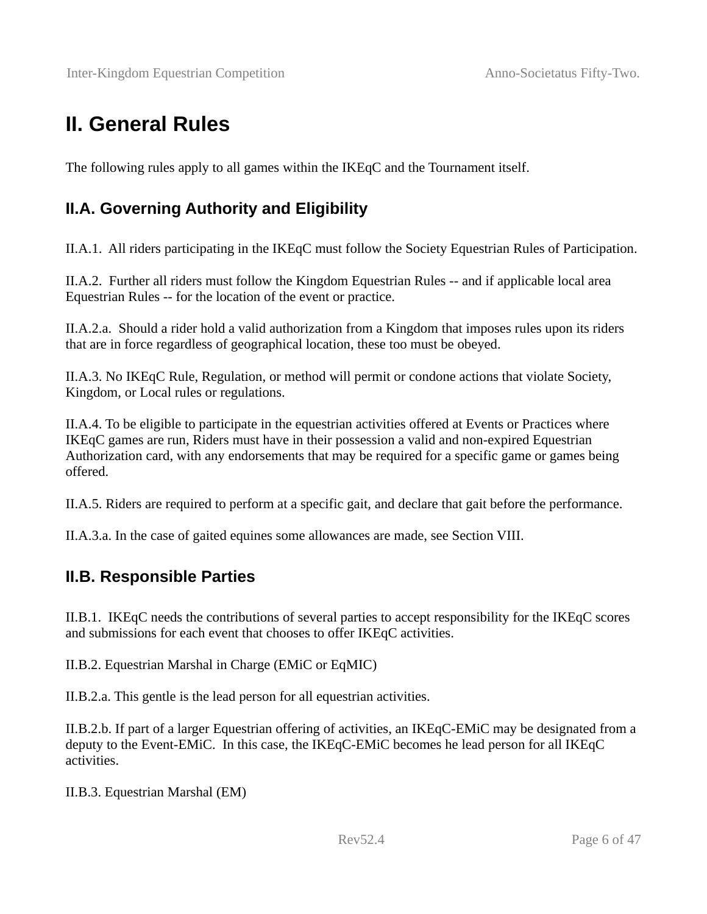# II. General Rules

The following rules apply to all games within the IKEqC and the Tournament itself.

## II.A. Governing Authority and Eligibility

II.A.1. All riders participating in the IKEqC must follow the Society Equestrian Rules of Participation.

II.A.2. Further all riders must follow the Kingdom Equestrian Rules -- and if applicable local area Equestrian Rules -- for the location of the event or practice.

II.A.2.a. Should a rider hold a valid authorization from a Kingdom that imposes rules upon its riders that are in force regardless of geographical location, these too must be obeyed.

II.A.3. No IKEqC Rule, Regulation, or method will permit or condone actions that violate Society, Kingdom, or Local rules or regulations.

II.A.4. To be eligible to participate in the equestrian activities offered at Events or Practices where IKEqC games are run, Riders must have in their possession a valid and non-expired Equestrian Authorization card, with any endorsements that may be required for a specific game or games being offered.

II.A.5. Riders are required to perform at a specific gait, and declare that gait before the performance.

II.A.3.a. In the case of gaited equines some allowances are made, see Section VIII.

## II.B. Responsible Parties

II.B.1. IKEqC needs the contributions of several parties to accept responsibility for the IKEqC scores and submissions for each event that chooses to offer IKEqC activities.

II.B.2. Equestrian Marshal in Charge (EMiC or EqMIC)

II.B.2.a. This gentle is the lead person for all equestrian activities.

II.B.2.b. If part of a larger Equestrian offering of activities, an IKEqC-EMiC may be designated from a deputy to the Event-EMiC. In this case, the IKEqC-EMiC becomes he lead person for all IKEqC activities.

II.B.3. Equestrian Marshal (EM)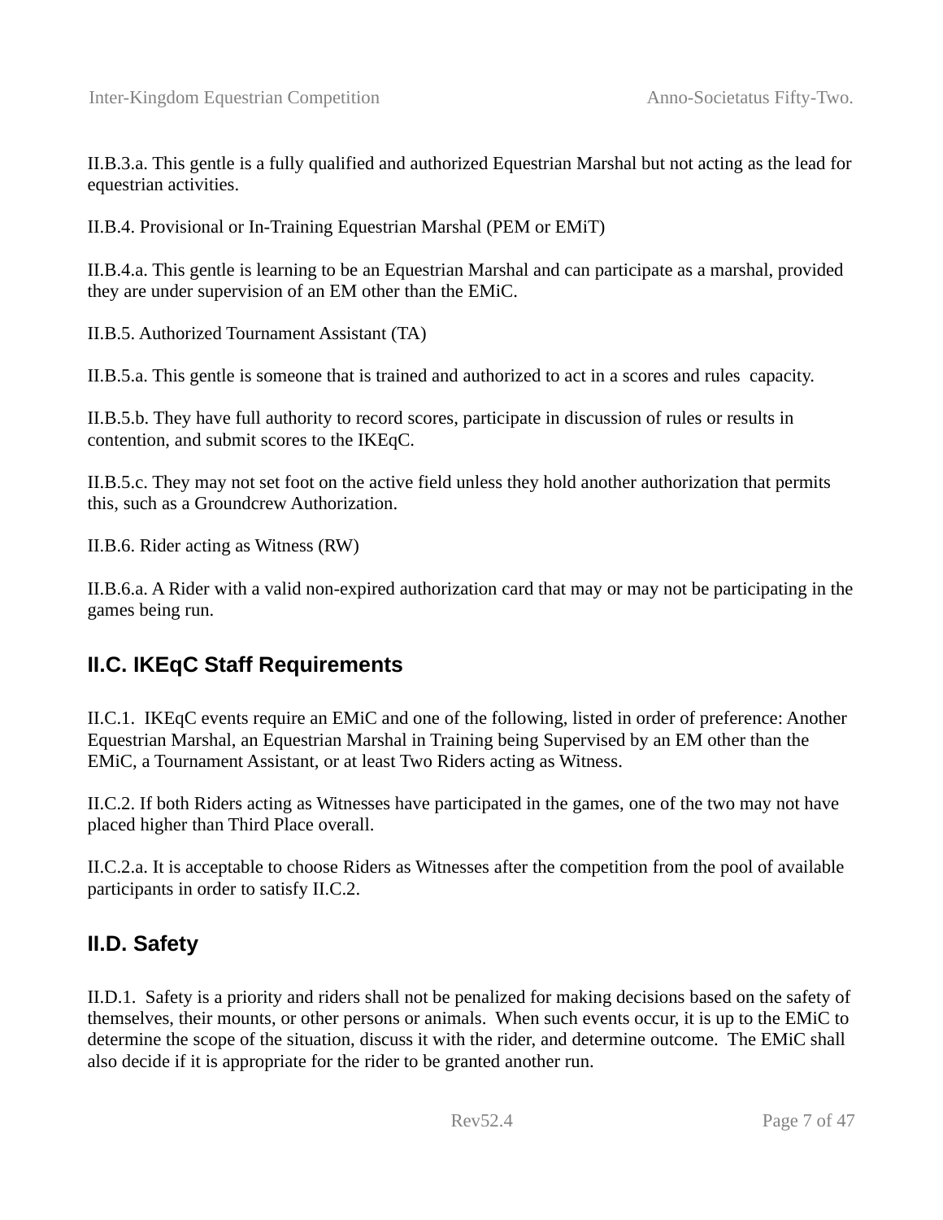II.B.3.a. This gentle is a fully qualified and authorized Equestrian Marshal but not acting as the lead for equestrian activities.

II.B.4. Provisional or In-Training Equestrian Marshal (PEM or EMiT)

II.B.4.a. This gentle is learning to be an Equestrian Marshal and can participate as a marshal, provided they are under supervision of an EM other than the EMiC.

II.B.5. Authorized Tournament Assistant (TA)

II.B.5.a. This gentle is someone that is trained and authorized to act in a scores and rules capacity.

II.B.5.b. They have full authority to record scores, participate in discussion of rules or results in contention, and submit scores to the IKEqC.

II.B.5.c. They may not set foot on the active field unless they hold another authorization that permits this, such as a Groundcrew Authorization.

II.B.6. Rider acting as Witness (RW)

II.B.6.a. A Rider with a valid non-expired authorization card that may or may not be participating in the games being run.

## II.C. IKEqC Staff Requirements

II.C.1. IKEqC events require an EMiC and one of the following, listed in order of preference: Another Equestrian Marshal, an Equestrian Marshal in Training being Supervised by an EM other than the EMiC, a Tournament Assistant, or at least Two Riders acting as Witness.

II.C.2. If both Riders acting as Witnesses have participated in the games, one of the two may not have placed higher than Third Place overall.

II.C.2.a. It is acceptable to choose Riders as Witnesses after the competition from the pool of available participants in order to satisfy II.C.2.

## II.D. Safety

II.D.1. Safety is a priority and riders shall not be penalized for making decisions based on the safety of themselves, their mounts, or other persons or animals. When such events occur, it is up to the EMiC to determine the scope of the situation, discuss it with the rider, and determine outcome. The EMiC shall also decide if it is appropriate for the rider to be granted another run.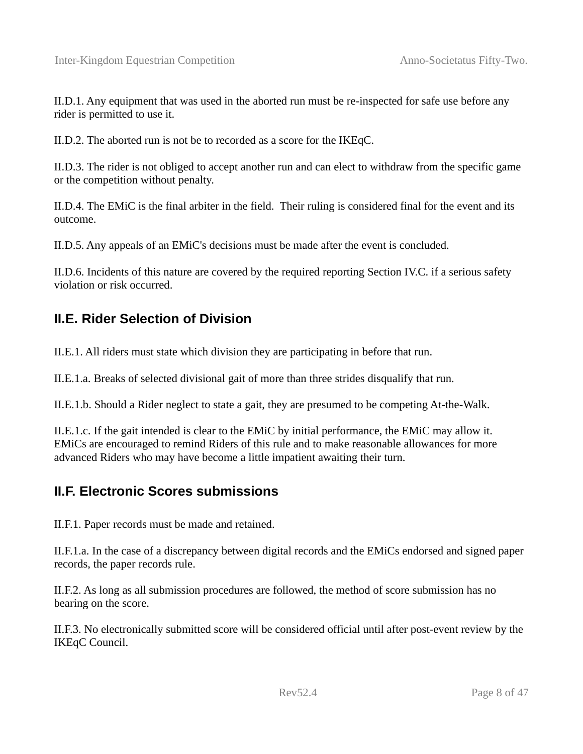II.D.1. Any equipment that was used in the aborted run must be re-inspected for safe use before any rider is permitted to use it.

II.D.2. The aborted run is not be to recorded as a score for the IKEqC.

II.D.3. The rider is not obliged to accept another run and can elect to withdraw from the specific game or the competition without penalty.

II.D.4. The EMiC is the final arbiter in the field.  Their ruling is considered final for the event and its outcome.

II.D.5. Any appeals of an EMiC's decisions must be made after the event is concluded.

II.D.6. Incidents of this nature are covered by the required reporting Section IV.C. if a serious safety violation or risk occurred.

## II.E. Rider Selection of Division

II.E.1. All riders must state which division they are participating in before that run.

II.E.1.a. Breaks of selected divisional gait of more than three strides disqualify that run.

II.E.1.b. Should a Rider neglect to state a gait, they are presumed to be competing At-the-Walk.

II.E.1.c. If the gait intended is clear to the EMiC by initial performance, the EMiC may allow it. EMiCs are encouraged to remind Riders of this rule and to make reasonable allowances for more advanced Riders who may have become a little impatient awaiting their turn.

## II.F. Electronic Scores submissions

II.F.1. Paper records must be made and retained.

II.F.1.a. In the case of a discrepancy between digital records and the EMiCs endorsed and signed paper records, the paper records rule.

II.F.2. As long as all submission procedures are followed, the method of score submission has no bearing on the score.

II.F.3. No electronically submitted score will be considered official until after post-event review by the IKEqC Council.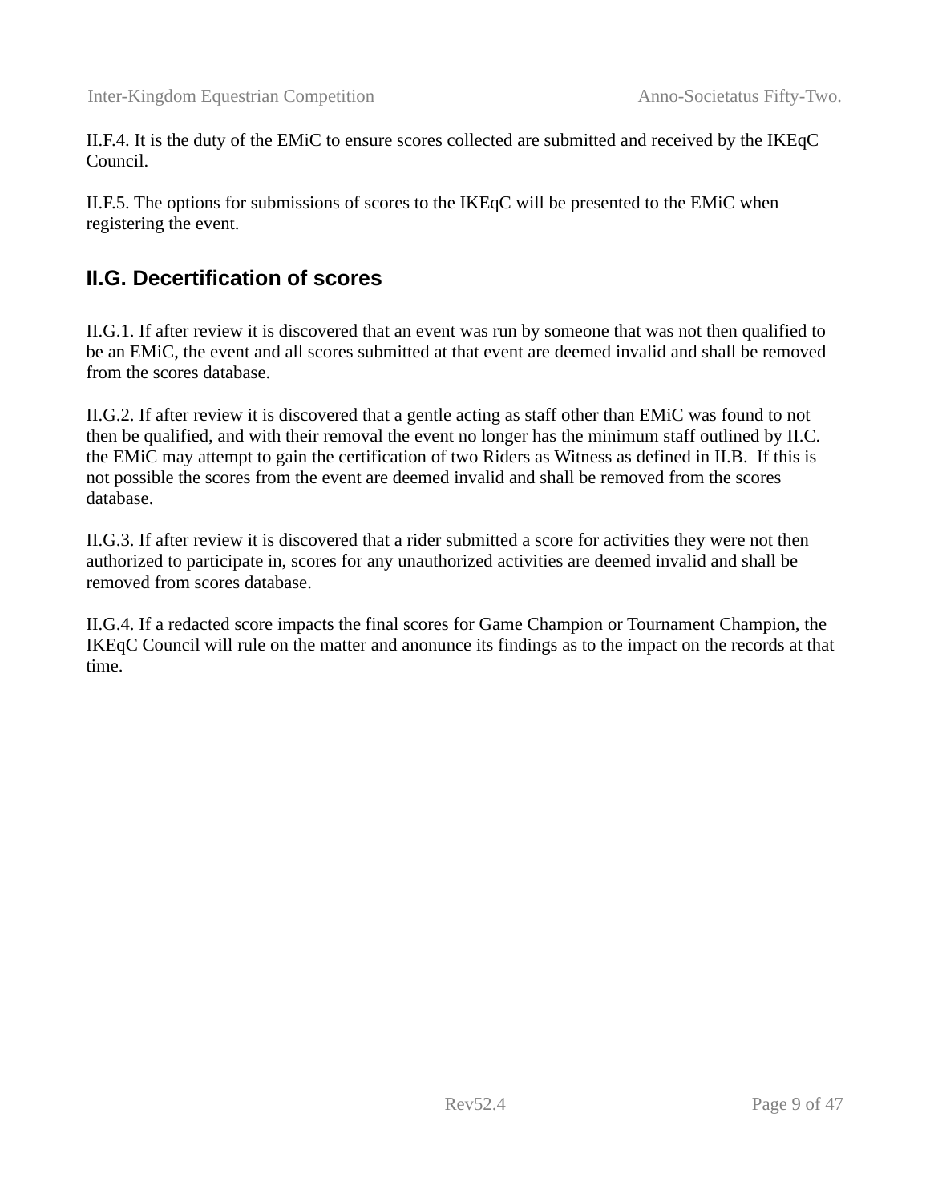II.F.4. It is the duty of the EMiC to ensure scores collected are submitted and received by the IKEqC Council.

II.F.5. The options for submissions of scores to the IKEqC will be presented to the EMiC when registering the event.

## II.G. Decertification of scores

II.G.1. If after review it is discovered that an event was run by someone that was not then qualified to be an EMiC, the event and all scores submitted at that event are deemed invalid and shall be removed from the scores database.

II.G.2. If after review it is discovered that a gentle acting as staff other than EMiC was found to not then be qualified, and with their removal the event no longer has the minimum staff outlined by II.C. the EMiC may attempt to gain the certification of two Riders as Witness as defined in II.B. If this is not possible the scores from the event are deemed invalid and shall be removed from the scores database.

II.G.3. If after review it is discovered that a rider submitted a score for activities they were not then authorized to participate in, scores for any unauthorized activities are deemed invalid and shall be removed from scores database.

II.G.4. If a redacted score impacts the final scores for Game Champion or Tournament Champion, the IKEqC Council will rule on the matter and anonunce its findings as to the impact on the records at that time.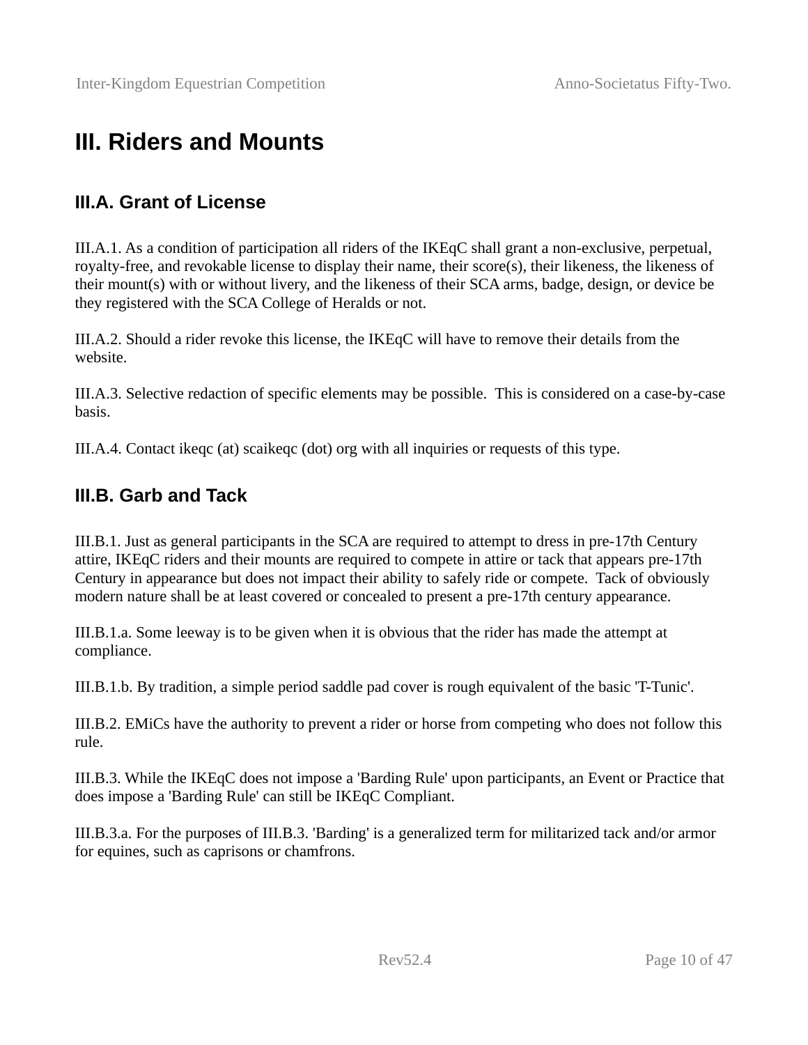# III. Riders and Mounts

## III.A. Grant of License

III.A.1. As a condition of participation all riders of the IKEqC shall grant a non-exclusive, perpetual, royalty-free, and revokable license to display their name, their score(s), their likeness, the likeness of their mount(s) with or without livery, and the likeness of their SCA arms, badge, design, or device be they registered with the SCA College of Heralds or not.

III.A.2. Should a rider revoke this license, the IKEqC will have to remove their details from the website.

III.A.3. Selective redaction of specific elements may be possible. This is considered on a case-by-case basis.

III.A.4. Contact ikeqc (at) scaikeqc (dot) org with all inquiries or requests of this type.

## III.B. Garb and Tack

III.B.1. Just as general participants in the SCA are required to attempt to dress in pre-17th Century attire, IKEqC riders and their mounts are required to compete in attire or tack that appears pre-17th Century in appearance but does not impact their ability to safely ride or compete. Tack of obviously modern nature shall be at least covered or concealed to present a pre-17th century appearance.

III.B.1.a. Some leeway is to be given when it is obvious that the rider has made the attempt at compliance.

III.B.1.b. By tradition, a simple period saddle pad cover is rough equivalent of the basic 'T-Tunic'.

III.B.2. EMiCs have the authority to prevent a rider or horse from competing who does not follow this rule.

III.B.3. While the IKEqC does not impose a 'Barding Rule' upon participants, an Event or Practice that does impose a 'Barding Rule' can still be IKEqC Compliant.

III.B.3.a. For the purposes of III.B.3. 'Barding' is a generalized term for militarized tack and/or armor for equines, such as caprisons or chamfrons.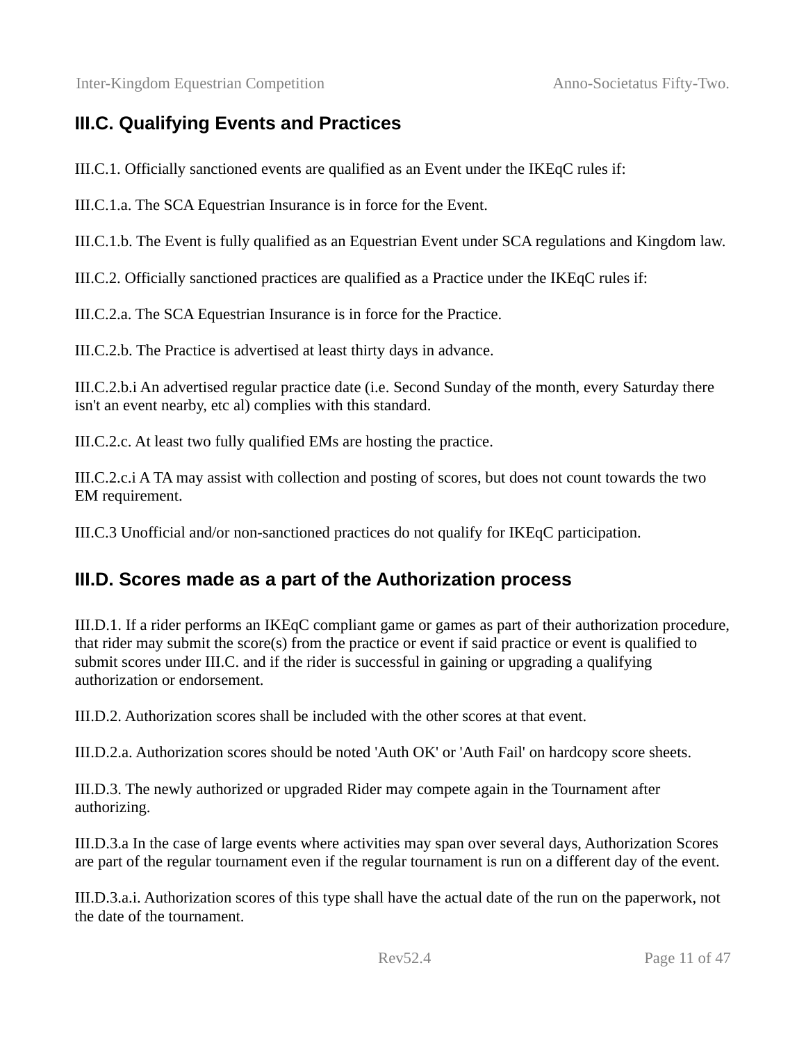## III.C. Qualifying Events and Practices

III.C.1. Officially sanctioned events are qualified as an Event under the IKEqC rules if:

III.C.1.a. The SCA Equestrian Insurance is in force for the Event.

III.C.1.b. The Event is fully qualified as an Equestrian Event under SCA regulations and Kingdom law.

III.C.2. Officially sanctioned practices are qualified as a Practice under the IKEqC rules if:

III.C.2.a. The SCA Equestrian Insurance is in force for the Practice.

III.C.2.b. The Practice is advertised at least thirty days in advance.

III.C.2.b.i An advertised regular practice date (i.e. Second Sunday of the month, every Saturday there isn't an event nearby, etc al) complies with this standard.

III.C.2.c. At least two fully qualified EMs are hosting the practice.

III.C.2.c.i A TA may assist with collection and posting of scores, but does not count towards the two EM requirement.

III.C.3 Unofficial and/or non-sanctioned practices do not qualify for IKEqC participation.

## III.D. Scores made as a part of the Authorization process

III.D.1. If a rider performs an IKEqC compliant game or games as part of their authorization procedure, that rider may submit the score(s) from the practice or event if said practice or event is qualified to submit scores under III.C. and if the rider is successful in gaining or upgrading a qualifying authorization or endorsement.

III.D.2. Authorization scores shall be included with the other scores at that event.

III.D.2.a. Authorization scores should be noted 'Auth OK' or 'Auth Fail' on hardcopy score sheets.

III.D.3. The newly authorized or upgraded Rider may compete again in the Tournament after authorizing.

III.D.3.a In the case of large events where activities may span over several days, Authorization Scores are part of the regular tournament even if the regular tournament is run on a different day of the event.

III.D.3.a.i. Authorization scores of this type shall have the actual date of the run on the paperwork, not the date of the tournament.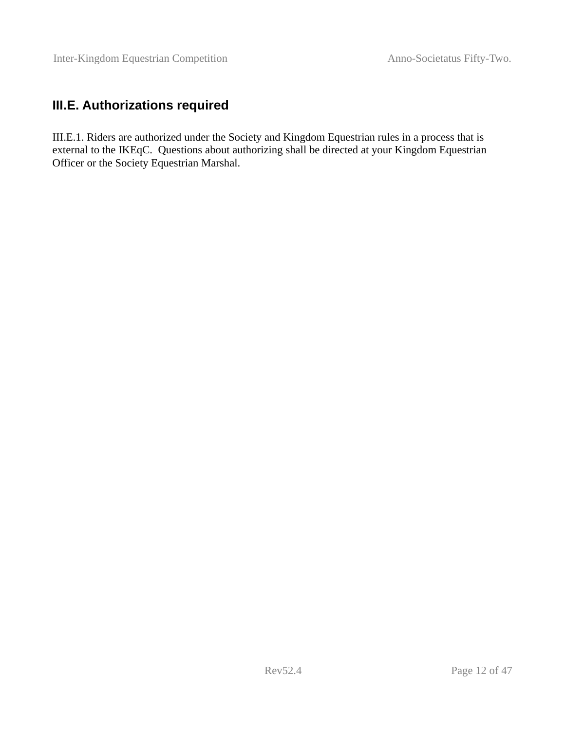## III.E. Authorizations required

III.E.1. Riders are authorized under the Society and Kingdom Equestrian rules in a process that is external to the IKEqC. Questions about authorizing shall be directed at your Kingdom Equestrian Officer or the Society Equestrian Marshal.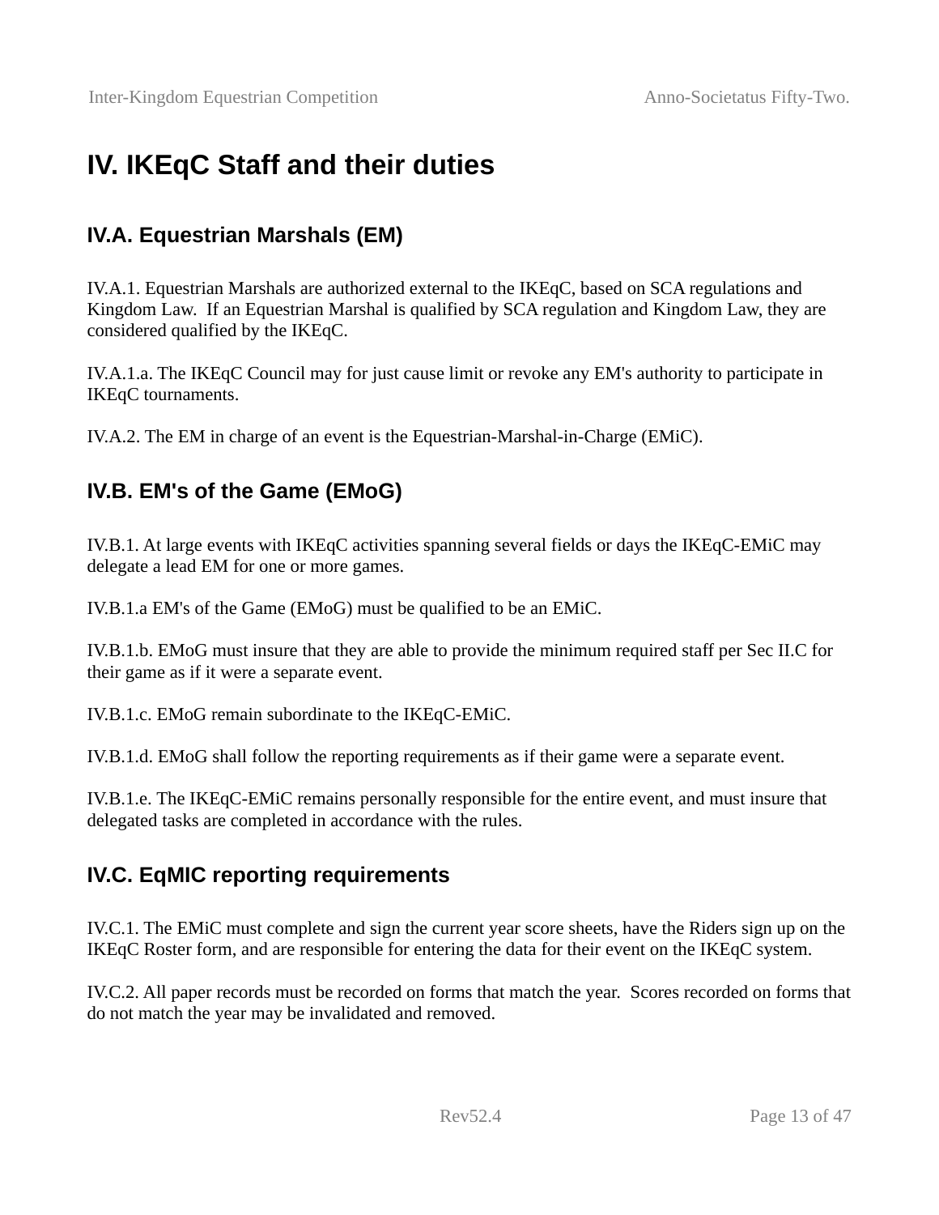# IV. IKEqC Staff and their duties

## IV.A. Equestrian Marshals (EM)

IV.A.1. Equestrian Marshals are authorized external to the IKEqC, based on SCA regulations and Kingdom Law. If an Equestrian Marshal is qualified by SCA regulation and Kingdom Law, they are considered qualified by the IKEqC.

IV.A.1.a. The IKEqC Council may for just cause limit or revoke any EM's authority to participate in IKEqC tournaments.

IV.A.2. The EM in charge of an event is the Equestrian-Marshal-in-Charge (EMiC).

## IV.B. EM's of the Game (EMoG)

IV.B.1. At large events with IKEqC activities spanning several fields or days the IKEqC-EMiC may delegate a lead EM for one or more games.

IV.B.1.a EM's of the Game (EMoG) must be qualified to be an EMiC.

IV.B.1.b. EMoG must insure that they are able to provide the minimum required staff per Sec II.C for their game as if it were a separate event.

IV.B.1.c. EMoG remain subordinate to the IKEqC-EMiC.

IV.B.1.d. EMoG shall follow the reporting requirements as if their game were a separate event.

IV.B.1.e. The IKEqC-EMiC remains personally responsible for the entire event, and must insure that delegated tasks are completed in accordance with the rules.

## IV.C. EqMIC reporting requirements

IV.C.1. The EMiC must complete and sign the current year score sheets, have the Riders sign up on the IKEqC Roster form, and are responsible for entering the data for their event on the IKEqC system.

IV.C.2. All paper records must be recorded on forms that match the year. Scores recorded on forms that do not match the year may be invalidated and removed.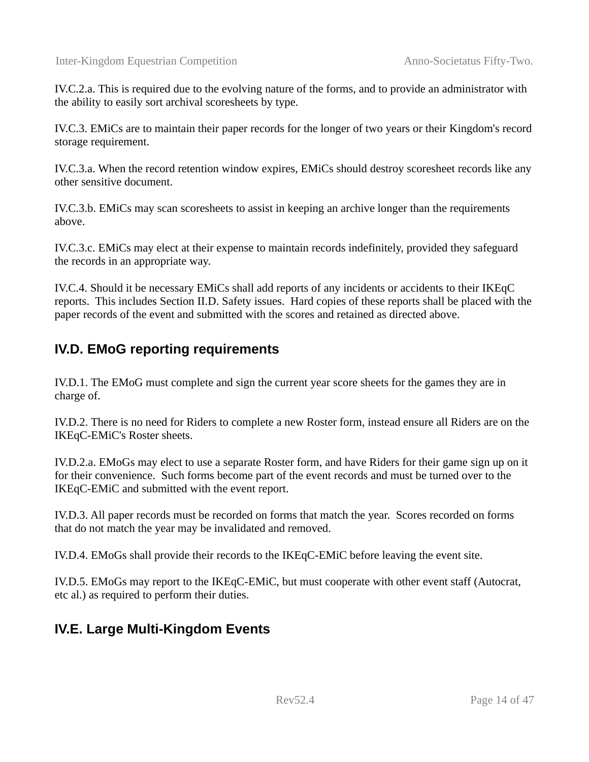IV.C.2.a. This is required due to the evolving nature of the forms, and to provide an administrator with the ability to easily sort archival scoresheets by type.

IV.C.3. EMiCs are to maintain their paper records for the longer of two years or their Kingdom's record storage requirement.

IV.C.3.a. When the record retention window expires, EMiCs should destroy scoresheet records like any other sensitive document.

IV.C.3.b. EMiCs may scan scoresheets to assist in keeping an archive longer than the requirements above.

IV.C.3.c. EMiCs may elect at their expense to maintain records indefinitely, provided they safeguard the records in an appropriate way.

IV.C.4. Should it be necessary EMiCs shall add reports of any incidents or accidents to their IKEqC reports. This includes Section II.D. Safety issues. Hard copies of these reports shall be placed with the paper records of the event and submitted with the scores and retained as directed above.

## IV.D. EMoG reporting requirements

IV.D.1. The EMoG must complete and sign the current year score sheets for the games they are in charge of.

IV.D.2. There is no need for Riders to complete a new Roster form, instead ensure all Riders are on the IKEqC-EMiC's Roster sheets.

IV.D.2.a. EMoGs may elect to use a separate Roster form, and have Riders for their game sign up on it for their convenience. Such forms become part of the event records and must be turned over to the IKEqC-EMiC and submitted with the event report.

IV.D.3. All paper records must be recorded on forms that match the year. Scores recorded on forms that do not match the year may be invalidated and removed.

IV.D.4. EMoGs shall provide their records to the IKEqC-EMiC before leaving the event site.

IV.D.5. EMoGs may report to the IKEqC-EMiC, but must cooperate with other event staff (Autocrat, etc al.) as required to perform their duties.

## IV.E. Large Multi-Kingdom Events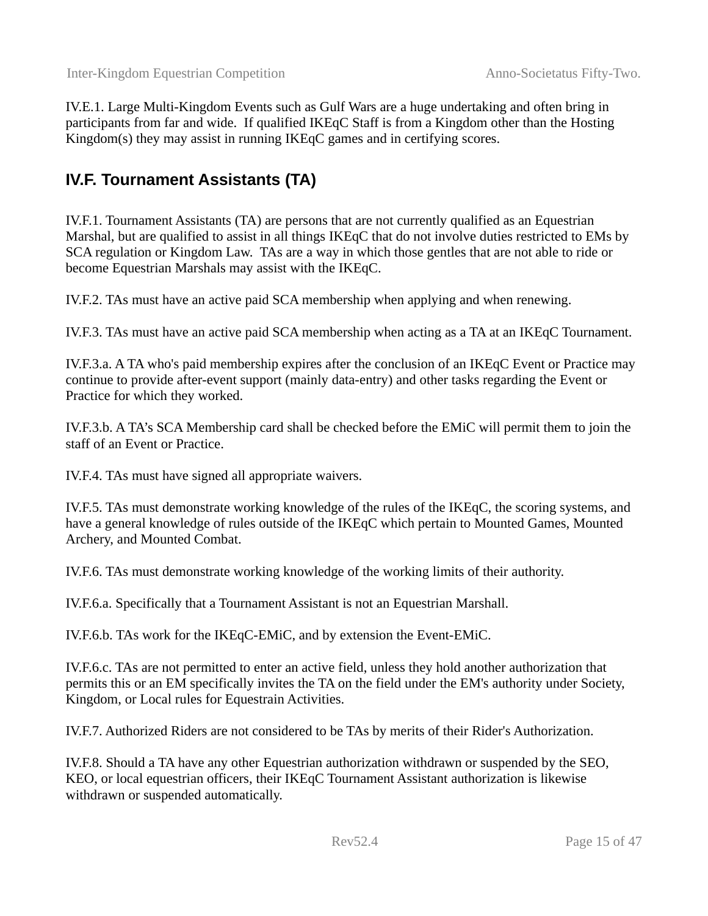IV.E.1. Large Multi-Kingdom Events such as Gulf Wars are a huge undertaking and often bring in participants from far and wide. If qualified IKEqC Staff is from a Kingdom other than the Hosting Kingdom(s) they may assist in running IKEqC games and in certifying scores.

## IV.F. Tournament Assistants (TA)

IV.F.1. Tournament Assistants (TA) are persons that are not currently qualified as an Equestrian Marshal, but are qualified to assist in all things IKEqC that do not involve duties restricted to EMs by SCA regulation or Kingdom Law. TAs are a way in which those gentles that are not able to ride or become Equestrian Marshals may assist with the IKEqC.

IV.F.2. TAs must have an active paid SCA membership when applying and when renewing.

IV.F.3. TAs must have an active paid SCA membership when acting as a TA at an IKEqC Tournament.

IV.F.3.a. A TA who's paid membership expires after the conclusion of an IKEqC Event or Practice may continue to provide after-event support (mainly data-entry) and other tasks regarding the Event or Practice for which they worked.

IV.F.3.b. A TA's SCA Membership card shall be checked before the EMiC will permit them to join the staff of an Event or Practice.

IV.F.4. TAs must have signed all appropriate waivers.

IV.F.5. TAs must demonstrate working knowledge of the rules of the IKEqC, the scoring systems, and have a general knowledge of rules outside of the IKEqC which pertain to Mounted Games, Mounted Archery, and Mounted Combat.

IV.F.6. TAs must demonstrate working knowledge of the working limits of their authority.

IV.F.6.a. Specifically that a Tournament Assistant is not an Equestrian Marshall.

IV.F.6.b. TAs work for the IKEqC-EMiC, and by extension the Event-EMiC.

IV.F.6.c. TAs are not permitted to enter an active field, unless they hold another authorization that permits this or an EM specifically invites the TA on the field under the EM's authority under Society, Kingdom, or Local rules for Equestrain Activities.

IV.F.7. Authorized Riders are not considered to be TAs by merits of their Rider's Authorization.

IV.F.8. Should a TA have any other Equestrian authorization withdrawn or suspended by the SEO, KEO, or local equestrian officers, their IKEqC Tournament Assistant authorization is likewise withdrawn or suspended automatically.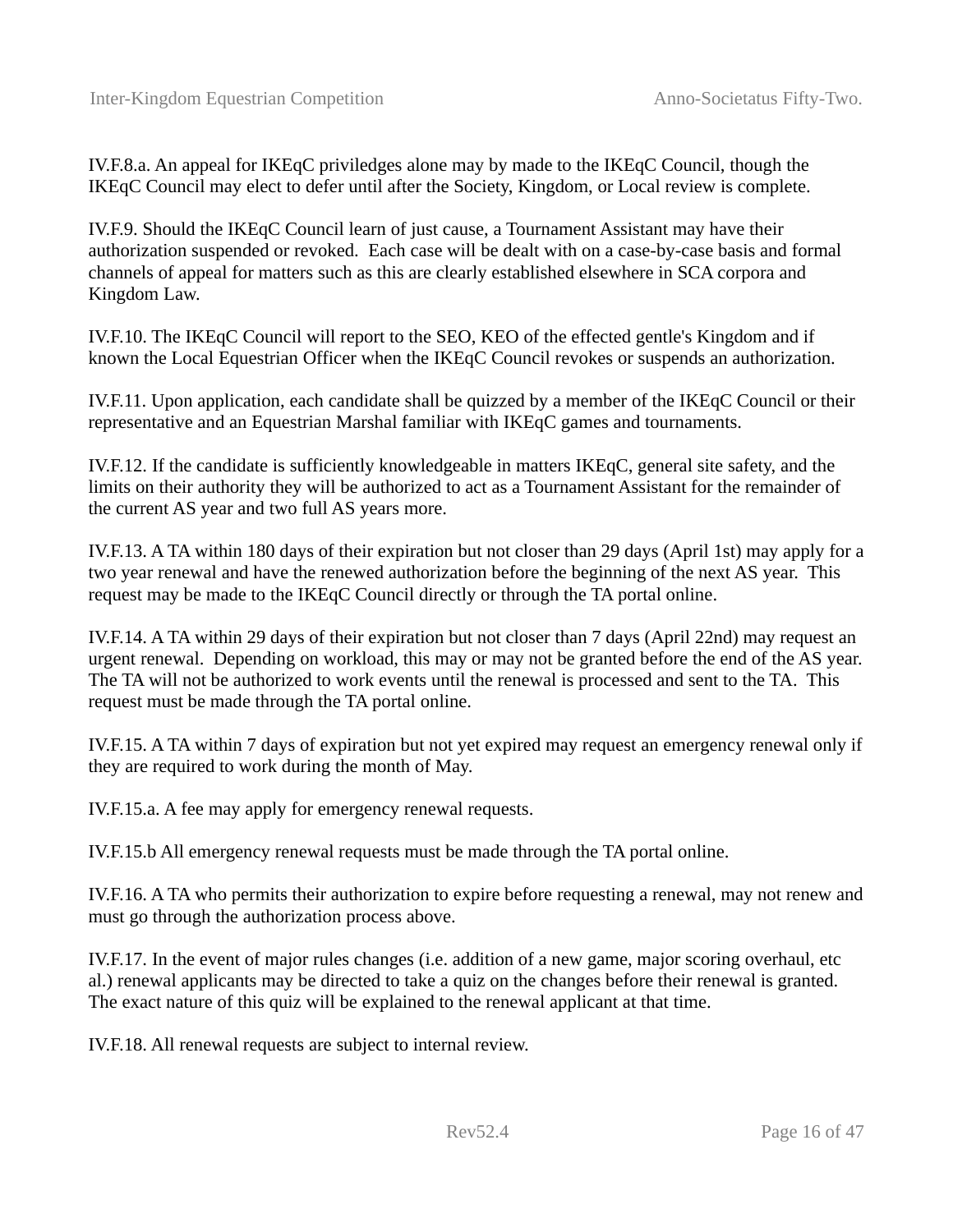IV.F.8.a. An appeal for IKEqC priviledges alone may by made to the IKEqC Council, though the IKEqC Council may elect to defer until after the Society, Kingdom, or Local review is complete.

IV.F.9. Should the IKEqC Council learn of just cause, a Tournament Assistant may have their authorization suspended or revoked. Each case will be dealt with on a case-by-case basis and formal channels of appeal for matters such as this are clearly established elsewhere in SCA corpora and Kingdom Law.

IV.F.10. The IKEqC Council will report to the SEO, KEO of the effected gentle's Kingdom and if known the Local Equestrian Officer when the IKEqC Council revokes or suspends an authorization.

IV.F.11. Upon application, each candidate shall be quizzed by a member of the IKEqC Council or their representative and an Equestrian Marshal familiar with IKEqC games and tournaments.

IV.F.12. If the candidate is sufficiently knowledgeable in matters IKEqC, general site safety, and the limits on their authority they will be authorized to act as a Tournament Assistant for the remainder of the current AS year and two full AS years more.

IV.F.13. A TA within 180 days of their expiration but not closer than 29 days (April 1st) may apply for a two year renewal and have the renewed authorization before the beginning of the next AS year. This request may be made to the IKEqC Council directly or through the TA portal online.

IV.F.14. A TA within 29 days of their expiration but not closer than 7 days (April 22nd) may request an urgent renewal. Depending on workload, this may or may not be granted before the end of the AS year. The TA will not be authorized to work events until the renewal is processed and sent to the TA. This request must be made through the TA portal online.

IV.F.15. A TA within 7 days of expiration but not yet expired may request an emergency renewal only if they are required to work during the month of May.

IV.F.15.a. A fee may apply for emergency renewal requests.

IV.F.15.b All emergency renewal requests must be made through the TA portal online.

IV.F.16. A TA who permits their authorization to expire before requesting a renewal, may not renew and must go through the authorization process above.

IV.F.17. In the event of major rules changes (i.e. addition of a new game, major scoring overhaul, etc al.) renewal applicants may be directed to take a quiz on the changes before their renewal is granted. The exact nature of this quiz will be explained to the renewal applicant at that time.

IV.F.18. All renewal requests are subject to internal review.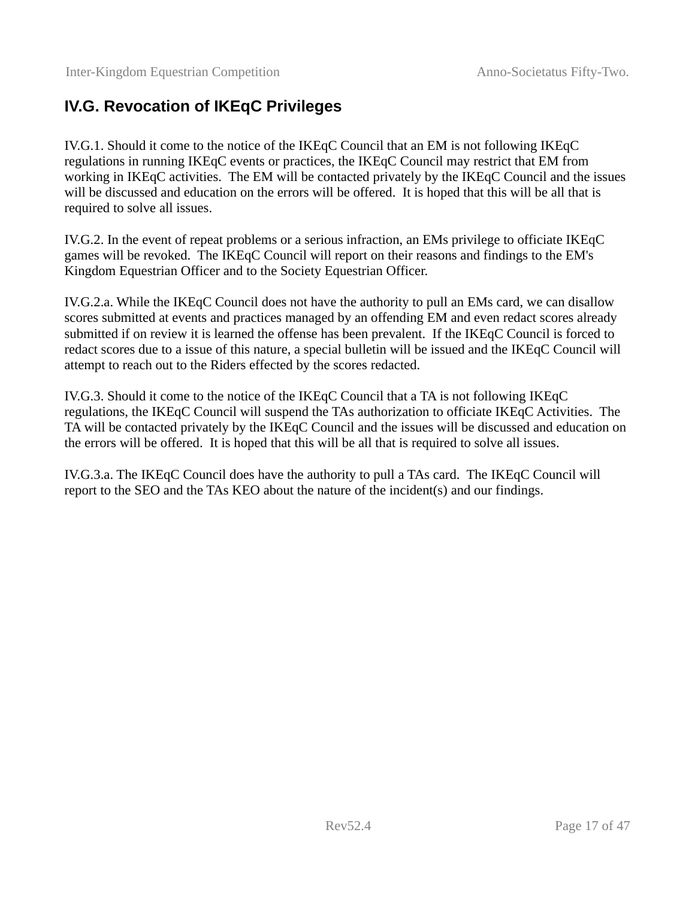## IV.G. Revocation of IKEqC Privileges

IV.G.1. Should it come to the notice of the IKEqC Council that an EM is not following IKEqC regulations in running IKEqC events or practices, the IKEqC Council may restrict that EM from working in IKEqC activities. The EM will be contacted privately by the IKEqC Council and the issues will be discussed and education on the errors will be offered. It is hoped that this will be all that is required to solve all issues.

IV.G.2. In the event of repeat problems or a serious infraction, an EMs privilege to officiate IKEqC games will be revoked. The IKEqC Council will report on their reasons and findings to the EM's Kingdom Equestrian Officer and to the Society Equestrian Officer.

IV.G.2.a. While the IKEqC Council does not have the authority to pull an EMs card, we can disallow scores submitted at events and practices managed by an offending EM and even redact scores already submitted if on review it is learned the offense has been prevalent. If the IKEqC Council is forced to redact scores due to a issue of this nature, a special bulletin will be issued and the IKEqC Council will attempt to reach out to the Riders effected by the scores redacted.

IV.G.3. Should it come to the notice of the IKEqC Council that a TA is not following IKEqC regulations, the IKEqC Council will suspend the TAs authorization to officiate IKEqC Activities. The TA will be contacted privately by the IKEqC Council and the issues will be discussed and education on the errors will be offered. It is hoped that this will be all that is required to solve all issues.

IV.G.3.a. The IKEqC Council does have the authority to pull a TAs card. The IKEqC Council will report to the SEO and the TAs KEO about the nature of the incident(s) and our findings.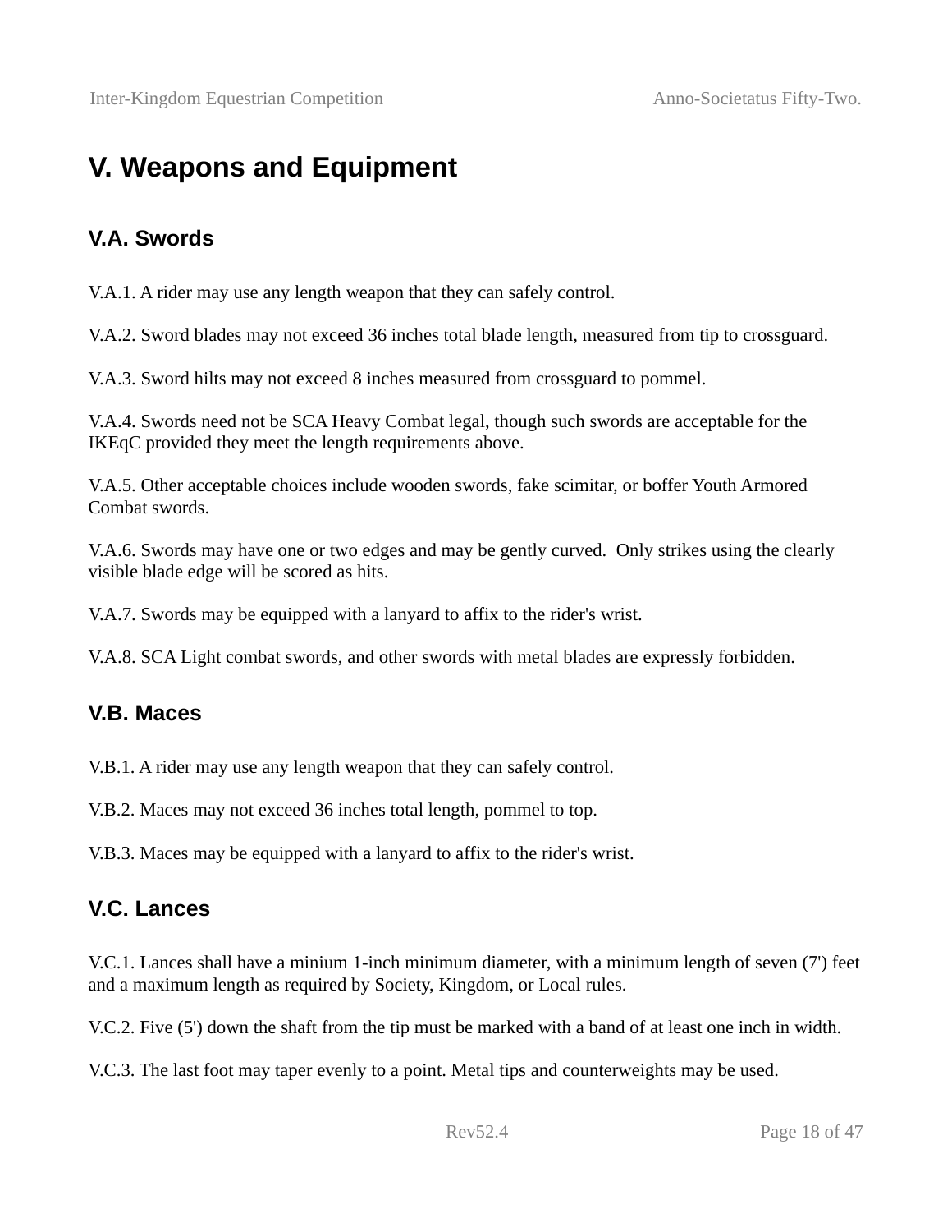# V. Weapons and Equipment

## V.A. Swords

V.A.1. A rider may use any length weapon that they can safely control.

V.A.2. Sword blades may not exceed 36 inches total blade length, measured from tip to crossguard.

V.A.3. Sword hilts may not exceed 8 inches measured from crossguard to pommel.

V.A.4. Swords need not be SCA Heavy Combat legal, though such swords are acceptable for the IKEqC provided they meet the length requirements above.

V.A.5. Other acceptable choices include wooden swords, fake scimitar, or boffer Youth Armored Combat swords.

V.A.6. Swords may have one or two edges and may be gently curved.  Only strikes using the clearly visible blade edge will be scored as hits.

V.A.7. Swords may be equipped with a lanyard to affix to the rider's wrist.

V.A.8. SCA Light combat swords, and other swords with metal blades are expressly forbidden.

## V.B. Maces

V.B.1. A rider may use any length weapon that they can safely control.

V.B.2. Maces may not exceed 36 inches total length, pommel to top.

V.B.3. Maces may be equipped with a lanyard to affix to the rider's wrist.

## V.C. Lances

V.C.1. Lances shall have a minium 1-inch minimum diameter, with a minimum length of seven (7') feet and a maximum length as required by Society, Kingdom, or Local rules.

V.C.2. Five (5') down the shaft from the tip must be marked with a band of at least one inch in width.

V.C.3. The last foot may taper evenly to a point. Metal tips and counterweights may be used.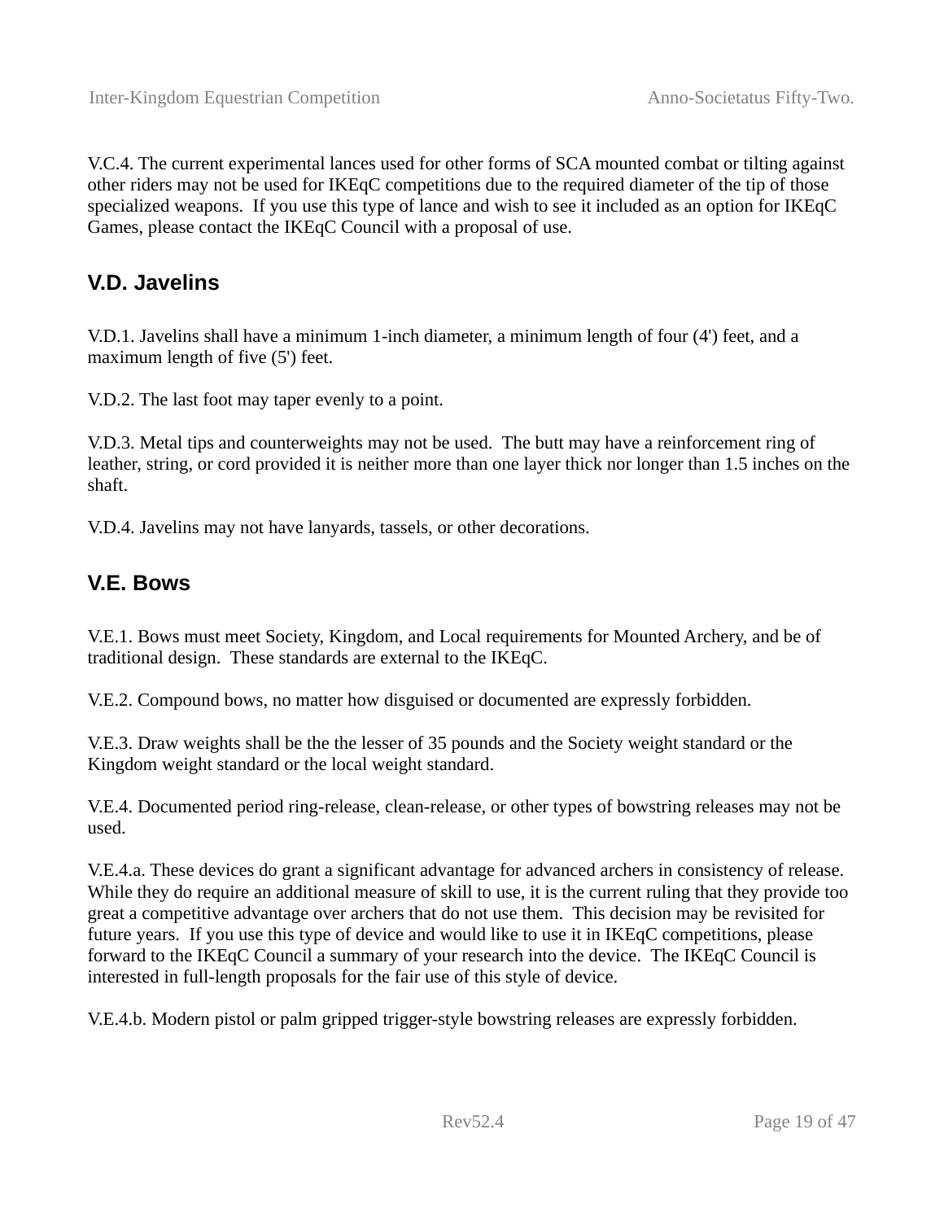V.C.4. The current experimental lances used for other forms of SCA mounted combat or tilting against other riders may not be used for IKEqC competitions due to the required diameter of the tip of those specialized weapons. If you use this type of lance and wish to see it included as an option for IKEqC Games, please contact the IKEqC Council with a proposal of use.

## V.D. Javelins

V.D.1. Javelins shall have a minimum 1-inch diameter, a minimum length of four (4') feet, and a maximum length of five (5') feet.

V.D.2. The last foot may taper evenly to a point.

V.D.3. Metal tips and counterweights may not be used. The butt may have a reinforcement ring of leather, string, or cord provided it is neither more than one layer thick nor longer than 1.5 inches on the shaft.

V.D.4. Javelins may not have lanyards, tassels, or other decorations.

## V.E. Bows

V.E.1. Bows must meet Society, Kingdom, and Local requirements for Mounted Archery, and be of traditional design. These standards are external to the IKEqC.

V.E.2. Compound bows, no matter how disguised or documented are expressly forbidden.

V.E.3. Draw weights shall be the the lesser of 35 pounds and the Society weight standard or the Kingdom weight standard or the local weight standard.

V.E.4. Documented period ring-release, clean-release, or other types of bowstring releases may not be used.

V.E.4.a. These devices do grant a significant advantage for advanced archers in consistency of release. While they do require an additional measure of skill to use, it is the current ruling that they provide too great a competitive advantage over archers that do not use them. This decision may be revisited for future years. If you use this type of device and would like to use it in IKEqC competitions, please forward to the IKEqC Council a summary of your research into the device. The IKEqC Council is interested in full-length proposals for the fair use of this style of device.

V.E.4.b. Modern pistol or palm gripped trigger-style bowstring releases are expressly forbidden.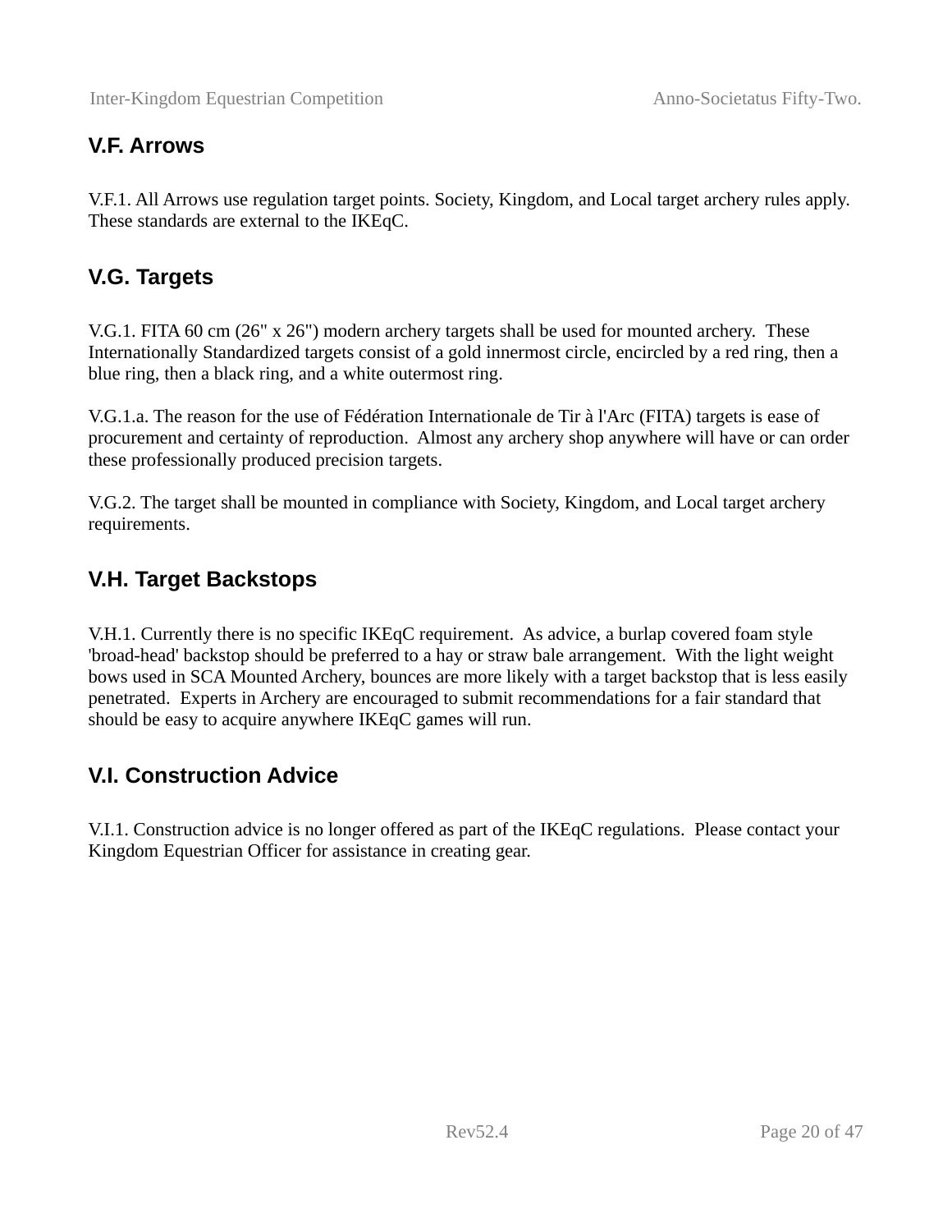## V.F. Arrows

V.F.1. All Arrows use regulation target points. Society, Kingdom, and Local target archery rules apply. These standards are external to the IKEqC.

## V.G. Targets

V.G.1. FITA 60 cm (26" x 26") modern archery targets shall be used for mounted archery. These Internationally Standardized targets consist of a gold innermost circle, encircled by a red ring, then a blue ring, then a black ring, and a white outermost ring.

V.G.1.a. The reason for the use of Fédération Internationale de Tir à l'Arc (FITA) targets is ease of procurement and certainty of reproduction. Almost any archery shop anywhere will have or can order these professionally produced precision targets.

V.G.2. The target shall be mounted in compliance with Society, Kingdom, and Local target archery requirements.

## V.H. Target Backstops

V.H.1. Currently there is no specific IKEqC requirement. As advice, a burlap covered foam style 'broad-head' backstop should be preferred to a hay or straw bale arrangement. With the light weight bows used in SCA Mounted Archery, bounces are more likely with a target backstop that is less easily penetrated. Experts in Archery are encouraged to submit recommendations for a fair standard that should be easy to acquire anywhere IKEqC games will run.

## V.I. Construction Advice

V.I.1. Construction advice is no longer offered as part of the IKEqC regulations. Please contact your Kingdom Equestrian Officer for assistance in creating gear.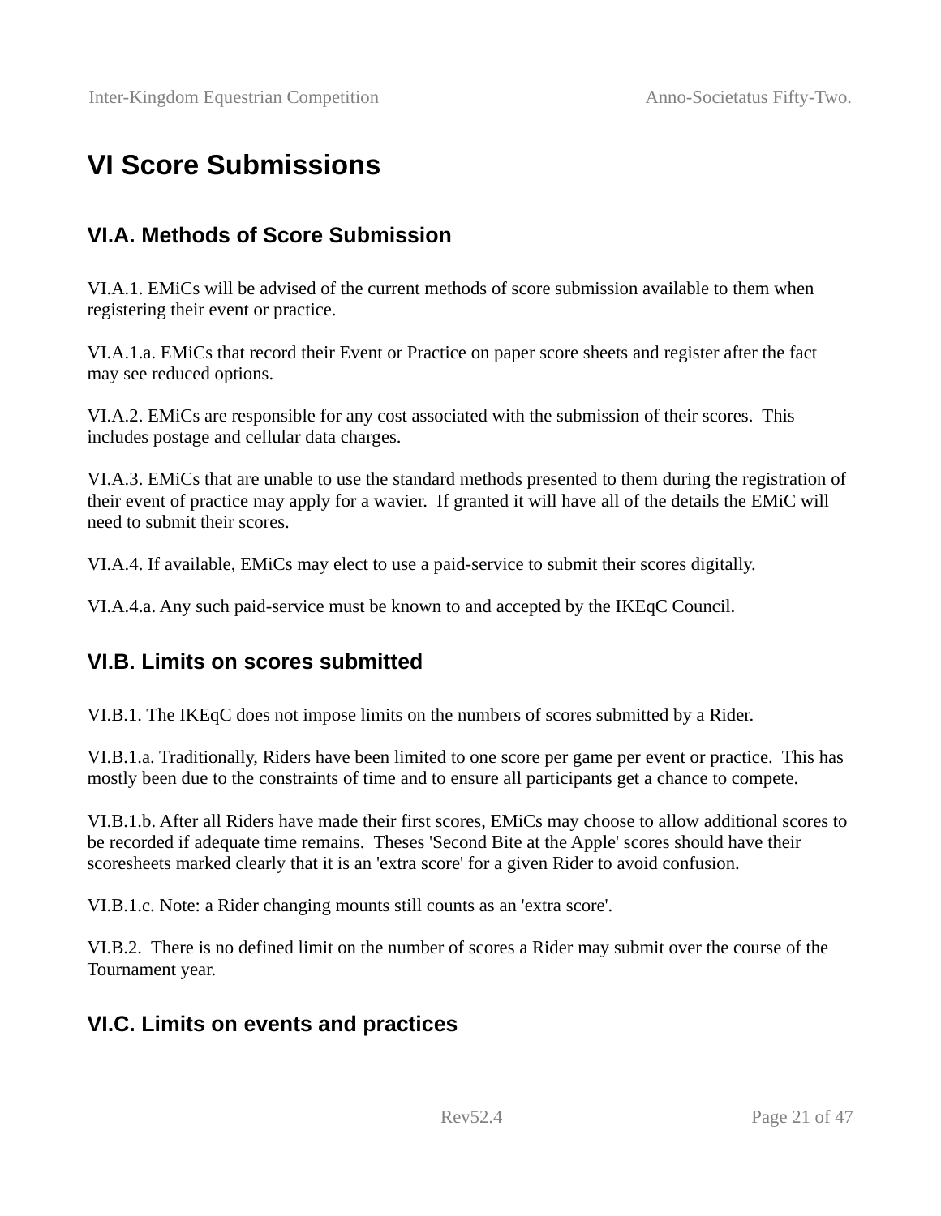# VI Score Submissions

## VI.A. Methods of Score Submission

VI.A.1. EMiCs will be advised of the current methods of score submission available to them when registering their event or practice.

VI.A.1.a. EMiCs that record their Event or Practice on paper score sheets and register after the fact may see reduced options.

VI.A.2. EMiCs are responsible for any cost associated with the submission of their scores. This includes postage and cellular data charges.

VI.A.3. EMiCs that are unable to use the standard methods presented to them during the registration of their event of practice may apply for a wavier. If granted it will have all of the details the EMiC will need to submit their scores.

VI.A.4. If available, EMiCs may elect to use a paid-service to submit their scores digitally.

VI.A.4.a. Any such paid-service must be known to and accepted by the IKEqC Council.

## VI.B. Limits on scores submitted

VI.B.1. The IKEqC does not impose limits on the numbers of scores submitted by a Rider.

VI.B.1.a. Traditionally, Riders have been limited to one score per game per event or practice. This has mostly been due to the constraints of time and to ensure all participants get a chance to compete.

VI.B.1.b. After all Riders have made their first scores, EMiCs may choose to allow additional scores to be recorded if adequate time remains. Theses 'Second Bite at the Apple' scores should have their scoresheets marked clearly that it is an 'extra score' for a given Rider to avoid confusion.

VI.B.1.c. Note: a Rider changing mounts still counts as an 'extra score'.

VI.B.2. There is no defined limit on the number of scores a Rider may submit over the course of the Tournament year.

## VI.C. Limits on events and practices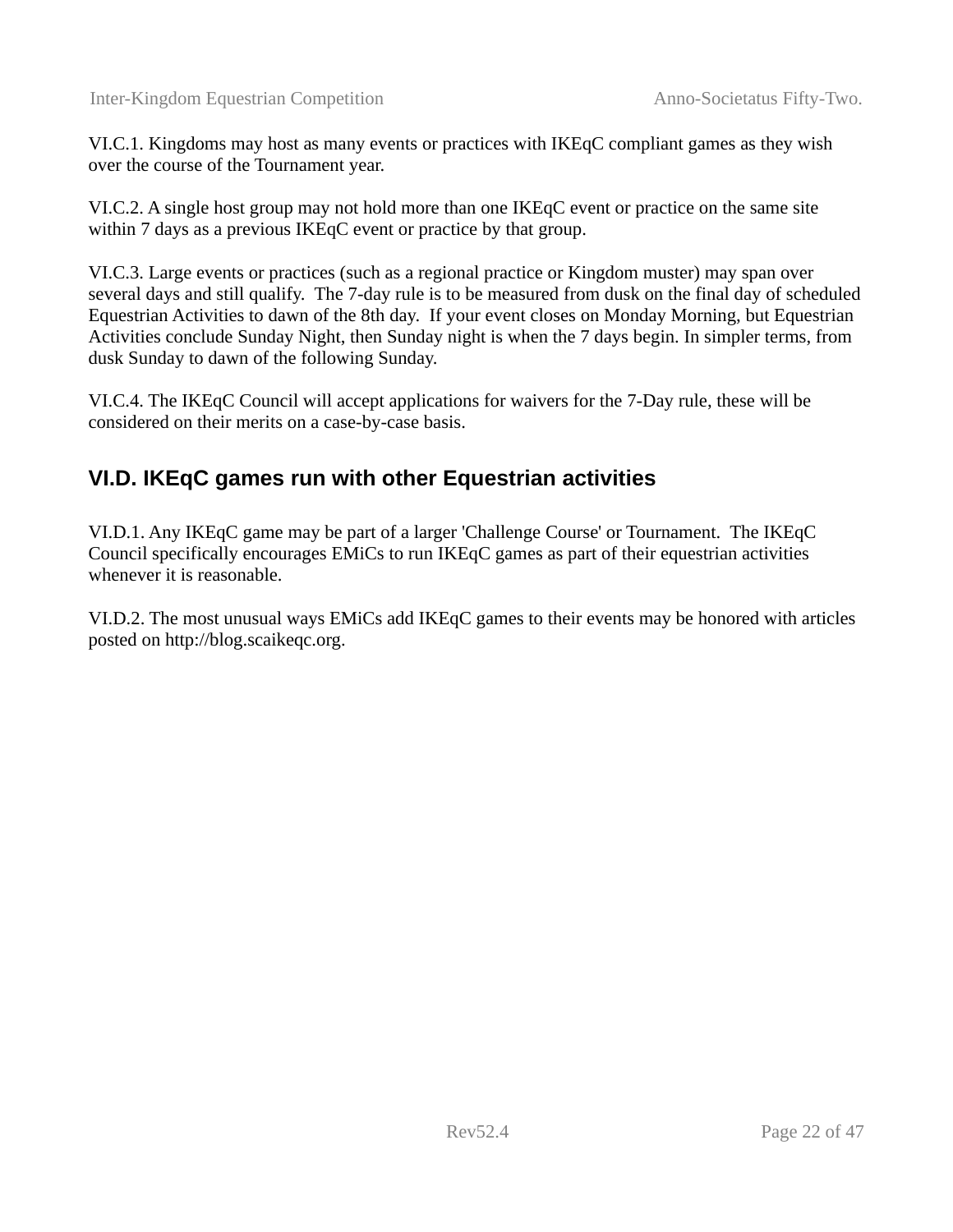VI.C.1. Kingdoms may host as many events or practices with IKEqC compliant games as they wish over the course of the Tournament year.

VI.C.2. A single host group may not hold more than one IKEqC event or practice on the same site within 7 days as a previous IKEqC event or practice by that group.

VI.C.3. Large events or practices (such as a regional practice or Kingdom muster) may span over several days and still qualify. The 7-day rule is to be measured from dusk on the final day of scheduled Equestrian Activities to dawn of the 8th day. If your event closes on Monday Morning, but Equestrian Activities conclude Sunday Night, then Sunday night is when the 7 days begin. In simpler terms, from dusk Sunday to dawn of the following Sunday.

VI.C.4. The IKEqC Council will accept applications for waivers for the 7-Day rule, these will be considered on their merits on a case-by-case basis.

## VI.D. IKEqC games run with other Equestrian activities

VI.D.1. Any IKEqC game may be part of a larger 'Challenge Course' or Tournament. The IKEqC Council specifically encourages EMiCs to run IKEqC games as part of their equestrian activities whenever it is reasonable.

VI.D.2. The most unusual ways EMiCs add IKEqC games to their events may be honored with articles posted on http://blog.scaikeqc.org.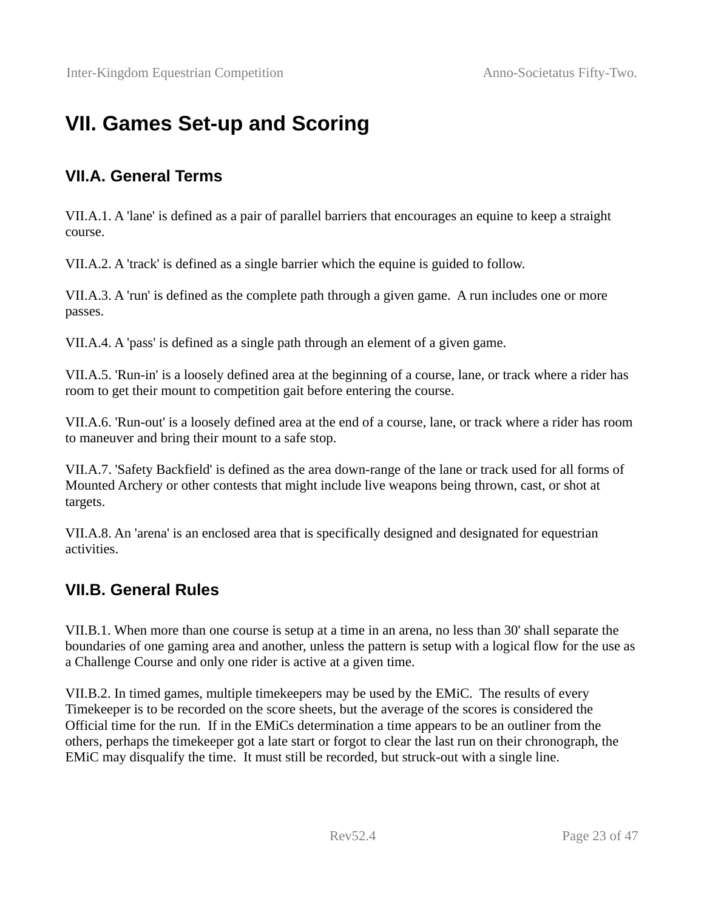# VII. Games Set-up and Scoring

## VII.A. General Terms

VII.A.1. A 'lane' is defined as a pair of parallel barriers that encourages an equine to keep a straight course.

VII.A.2. A 'track' is defined as a single barrier which the equine is guided to follow.

VII.A.3. A 'run' is defined as the complete path through a given game. A run includes one or more passes.

VII.A.4. A 'pass' is defined as a single path through an element of a given game.

VII.A.5. 'Run-in' is a loosely defined area at the beginning of a course, lane, or track where a rider has room to get their mount to competition gait before entering the course.

VII.A.6. 'Run-out' is a loosely defined area at the end of a course, lane, or track where a rider has room to maneuver and bring their mount to a safe stop.

VII.A.7. 'Safety Backfield' is defined as the area down-range of the lane or track used for all forms of Mounted Archery or other contests that might include live weapons being thrown, cast, or shot at targets.

VII.A.8. An 'arena' is an enclosed area that is specifically designed and designated for equestrian activities.

## VII.B. General Rules

VII.B.1. When more than one course is setup at a time in an arena, no less than 30' shall separate the boundaries of one gaming area and another, unless the pattern is setup with a logical flow for the use as a Challenge Course and only one rider is active at a given time.

VII.B.2. In timed games, multiple timekeepers may be used by the EMiC. The results of every Timekeeper is to be recorded on the score sheets, but the average of the scores is considered the Official time for the run. If in the EMiCs determination a time appears to be an outliner from the others, perhaps the timekeeper got a late start or forgot to clear the last run on their chronograph, the EMiC may disqualify the time. It must still be recorded, but struck-out with a single line.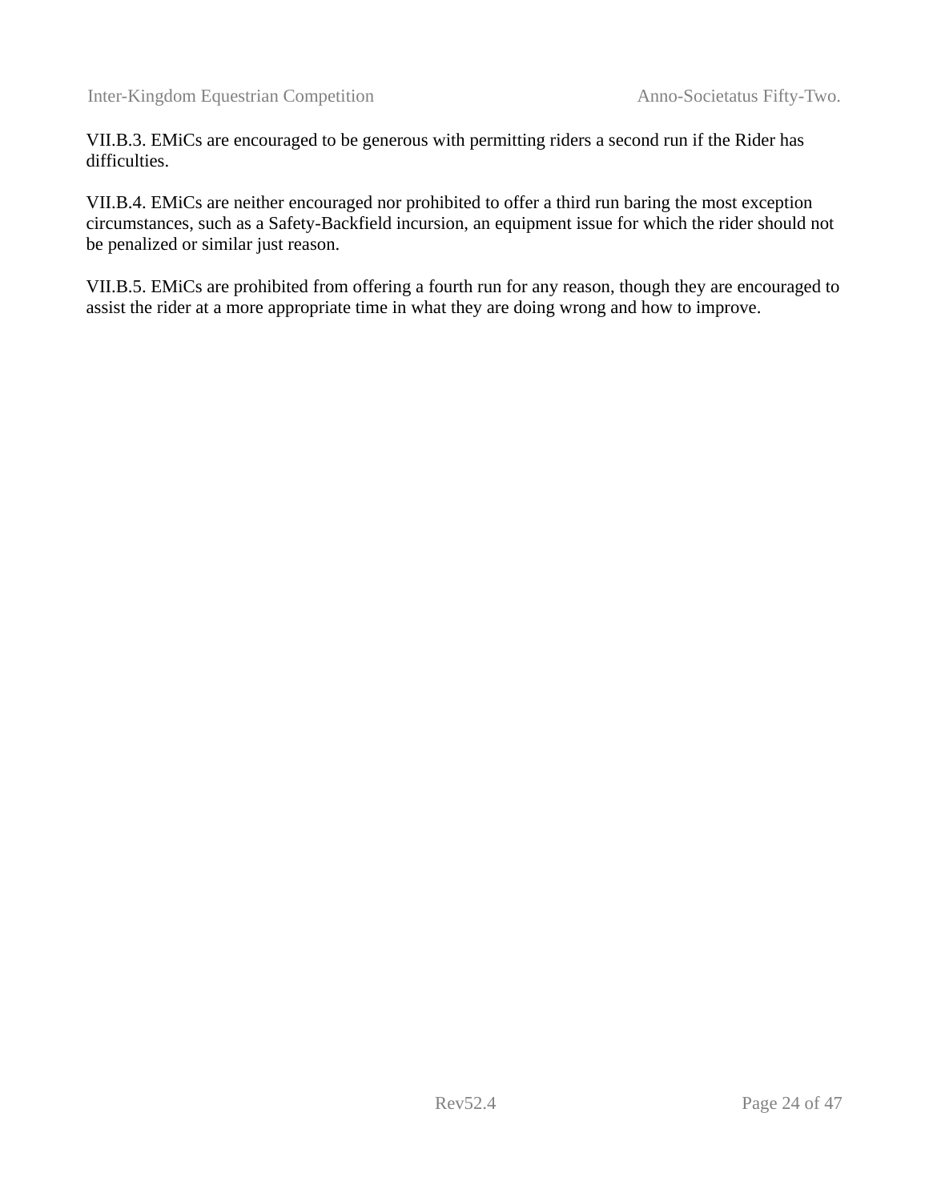VII.B.3. EMiCs are encouraged to be generous with permitting riders a second run if the Rider has difficulties.

VII.B.4. EMiCs are neither encouraged nor prohibited to offer a third run baring the most exception circumstances, such as a Safety-Backfield incursion, an equipment issue for which the rider should not be penalized or similar just reason.

VII.B.5. EMiCs are prohibited from offering a fourth run for any reason, though they are encouraged to assist the rider at a more appropriate time in what they are doing wrong and how to improve.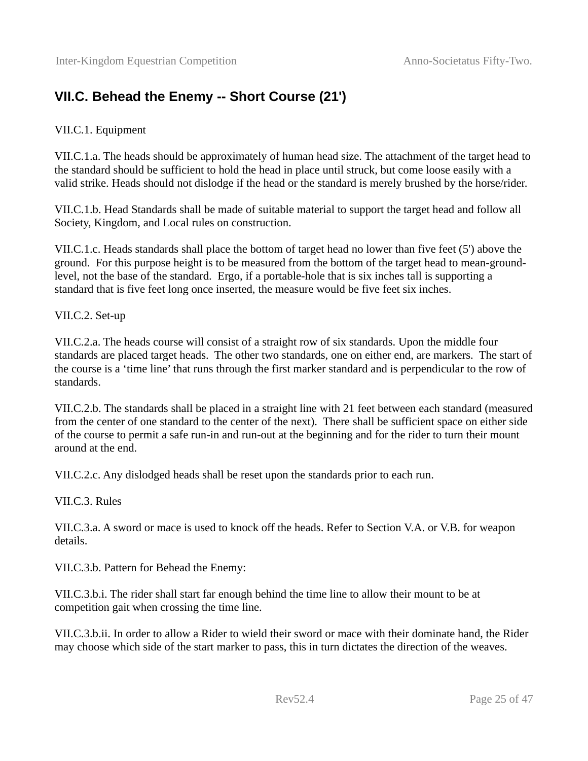## VII.C. Behead the Enemy -- Short Course (21')

VII.C.1. Equipment

VII.C.1.a. The heads should be approximately of human head size. The attachment of the target head to the standard should be sufficient to hold the head in place until struck, but come loose easily with a valid strike. Heads should not dislodge if the head or the standard is merely brushed by the horse/rider.

VII.C.1.b. Head Standards shall be made of suitable material to support the target head and follow all Society, Kingdom, and Local rules on construction.

VII.C.1.c. Heads standards shall place the bottom of target head no lower than five feet (5') above the ground. For this purpose height is to be measured from the bottom of the target head to mean-ground-level, not the base of the standard. Ergo, if a portable-hole that is six inches tall is supporting a standard that is five feet long once inserted, the measure would be five feet six inches.

VII.C.2. Set-up

VII.C.2.a. The heads course will consist of a straight row of six standards. Upon the middle four standards are placed target heads. The other two standards, one on either end, are markers. The start of the course is a 'time line' that runs through the first marker standard and is perpendicular to the row of standards.

VII.C.2.b. The standards shall be placed in a straight line with 21 feet between each standard (measured from the center of one standard to the center of the next). There shall be sufficient space on either side of the course to permit a safe run-in and run-out at the beginning and for the rider to turn their mount around at the end.

VII.C.2.c. Any dislodged heads shall be reset upon the standards prior to each run.

VII.C.3. Rules

VII.C.3.a. A sword or mace is used to knock off the heads. Refer to Section V.A. or V.B. for weapon details.

VII.C.3.b. Pattern for Behead the Enemy:

VII.C.3.b.i. The rider shall start far enough behind the time line to allow their mount to be at competition gait when crossing the time line.

VII.C.3.b.ii. In order to allow a Rider to wield their sword or mace with their dominate hand, the Rider may choose which side of the start marker to pass, this in turn dictates the direction of the weaves.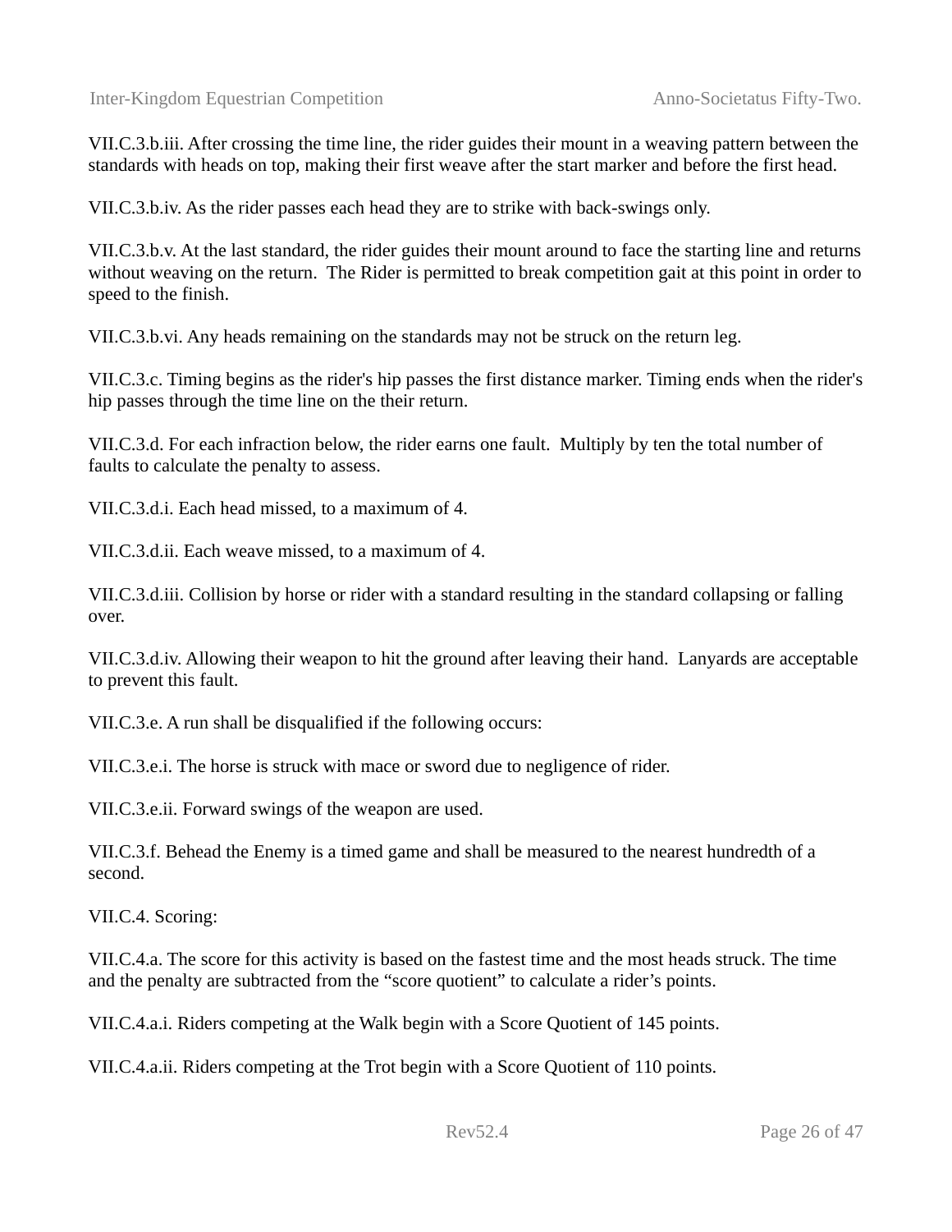VII.C.3.b.iii. After crossing the time line, the rider guides their mount in a weaving pattern between the standards with heads on top, making their first weave after the start marker and before the first head.

VII.C.3.b.iv. As the rider passes each head they are to strike with back-swings only.

VII.C.3.b.v. At the last standard, the rider guides their mount around to face the starting line and returns without weaving on the return.  The Rider is permitted to break competition gait at this point in order to speed to the finish.

VII.C.3.b.vi. Any heads remaining on the standards may not be struck on the return leg.

VII.C.3.c. Timing begins as the rider's hip passes the first distance marker. Timing ends when the rider's hip passes through the time line on the their return.

VII.C.3.d. For each infraction below, the rider earns one fault.  Multiply by ten the total number of faults to calculate the penalty to assess.

VII.C.3.d.i. Each head missed, to a maximum of 4.

VII.C.3.d.ii. Each weave missed, to a maximum of 4.

VII.C.3.d.iii. Collision by horse or rider with a standard resulting in the standard collapsing or falling over.

VII.C.3.d.iv. Allowing their weapon to hit the ground after leaving their hand.  Lanyards are acceptable to prevent this fault.

VII.C.3.e. A run shall be disqualified if the following occurs:

VII.C.3.e.i. The horse is struck with mace or sword due to negligence of rider.

VII.C.3.e.ii. Forward swings of the weapon are used.

VII.C.3.f. Behead the Enemy is a timed game and shall be measured to the nearest hundredth of a second.

VII.C.4. Scoring:

VII.C.4.a. The score for this activity is based on the fastest time and the most heads struck. The time and the penalty are subtracted from the “score quotient” to calculate a rider’s points.

VII.C.4.a.i. Riders competing at the Walk begin with a Score Quotient of 145 points.

VII.C.4.a.ii. Riders competing at the Trot begin with a Score Quotient of 110 points.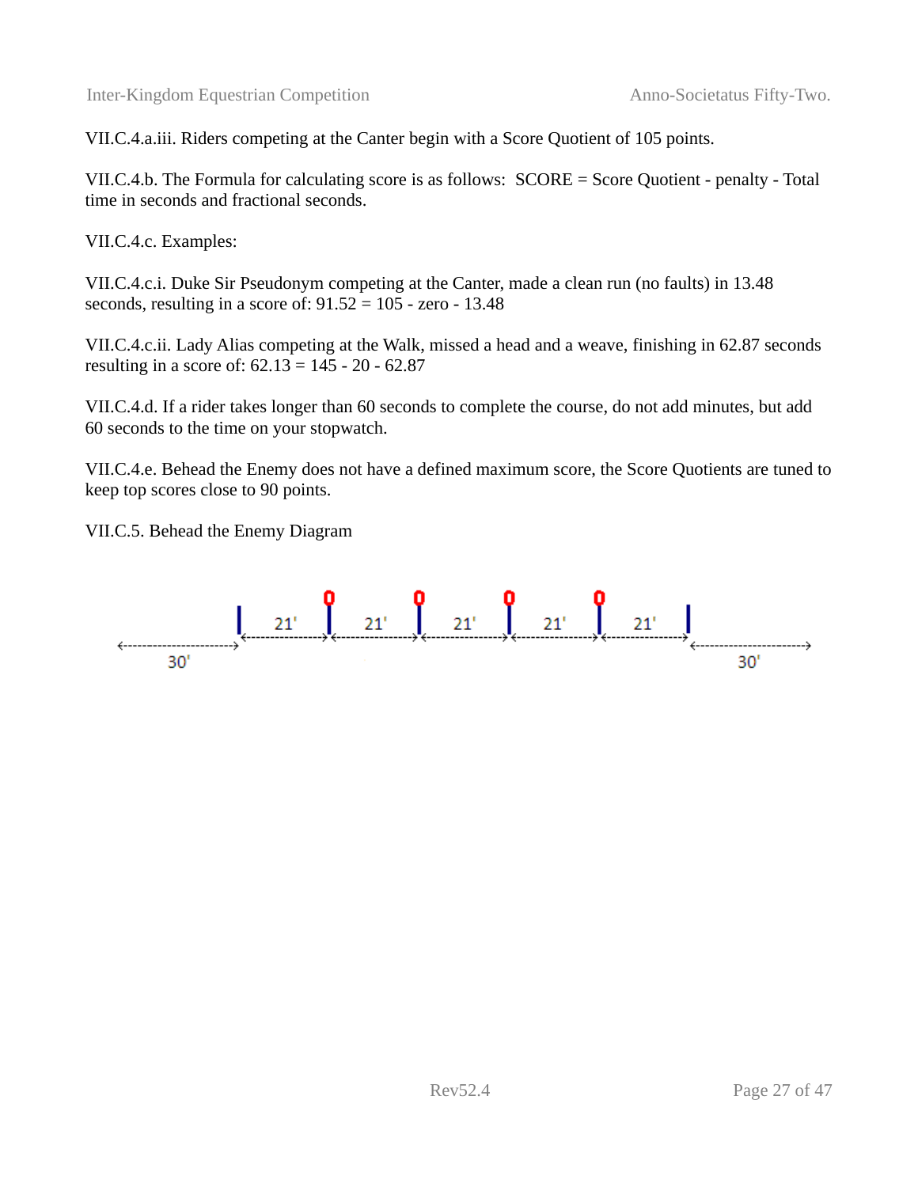VII.C.4.a.iii. Riders competing at the Canter begin with a Score Quotient of 105 points.

VII.C.4.b. The Formula for calculating score is as follows: SCORE = Score Quotient - penalty - Total time in seconds and fractional seconds.

VII.C.4.c. Examples:

VII.C.4.c.i. Duke Sir Pseudonym competing at the Canter, made a clean run (no faults) in 13.48 seconds, resulting in a score of: 91.52 = 105 - zero - 13.48

VII.C.4.c.ii. Lady Alias competing at the Walk, missed a head and a weave, finishing in 62.87 seconds resulting in a score of: 62.13 = 145 - 20 - 62.87

VII.C.4.d. If a rider takes longer than 60 seconds to complete the course, do not add minutes, but add 60 seconds to the time on your stopwatch.

VII.C.4.e. Behead the Enemy does not have a defined maximum score, the Score Quotients are tuned to keep top scores close to 90 points.

VII.C.5. Behead the Enemy Diagram

30' 21' 21' 21' 21' 21' 30'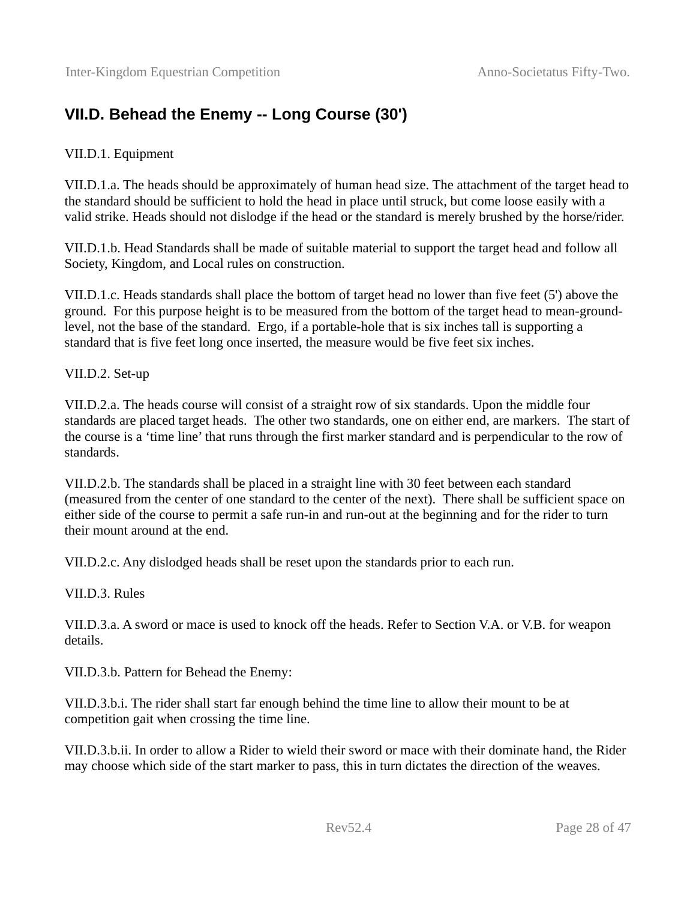## VII.D. Behead the Enemy -- Long Course (30')

VII.D.1. Equipment

VII.D.1.a. The heads should be approximately of human head size. The attachment of the target head to the standard should be sufficient to hold the head in place until struck, but come loose easily with a valid strike. Heads should not dislodge if the head or the standard is merely brushed by the horse/rider.

VII.D.1.b. Head Standards shall be made of suitable material to support the target head and follow all Society, Kingdom, and Local rules on construction.

VII.D.1.c. Heads standards shall place the bottom of target head no lower than five feet (5') above the ground. For this purpose height is to be measured from the bottom of the target head to mean-ground-level, not the base of the standard. Ergo, if a portable-hole that is six inches tall is supporting a standard that is five feet long once inserted, the measure would be five feet six inches.

VII.D.2. Set-up

VII.D.2.a. The heads course will consist of a straight row of six standards. Upon the middle four standards are placed target heads. The other two standards, one on either end, are markers. The start of the course is a 'time line' that runs through the first marker standard and is perpendicular to the row of standards.

VII.D.2.b. The standards shall be placed in a straight line with 30 feet between each standard (measured from the center of one standard to the center of the next). There shall be sufficient space on either side of the course to permit a safe run-in and run-out at the beginning and for the rider to turn their mount around at the end.

VII.D.2.c. Any dislodged heads shall be reset upon the standards prior to each run.

VII.D.3. Rules

VII.D.3.a. A sword or mace is used to knock off the heads. Refer to Section V.A. or V.B. for weapon details.

VII.D.3.b. Pattern for Behead the Enemy:

VII.D.3.b.i. The rider shall start far enough behind the time line to allow their mount to be at competition gait when crossing the time line.

VII.D.3.b.ii. In order to allow a Rider to wield their sword or mace with their dominate hand, the Rider may choose which side of the start marker to pass, this in turn dictates the direction of the weaves.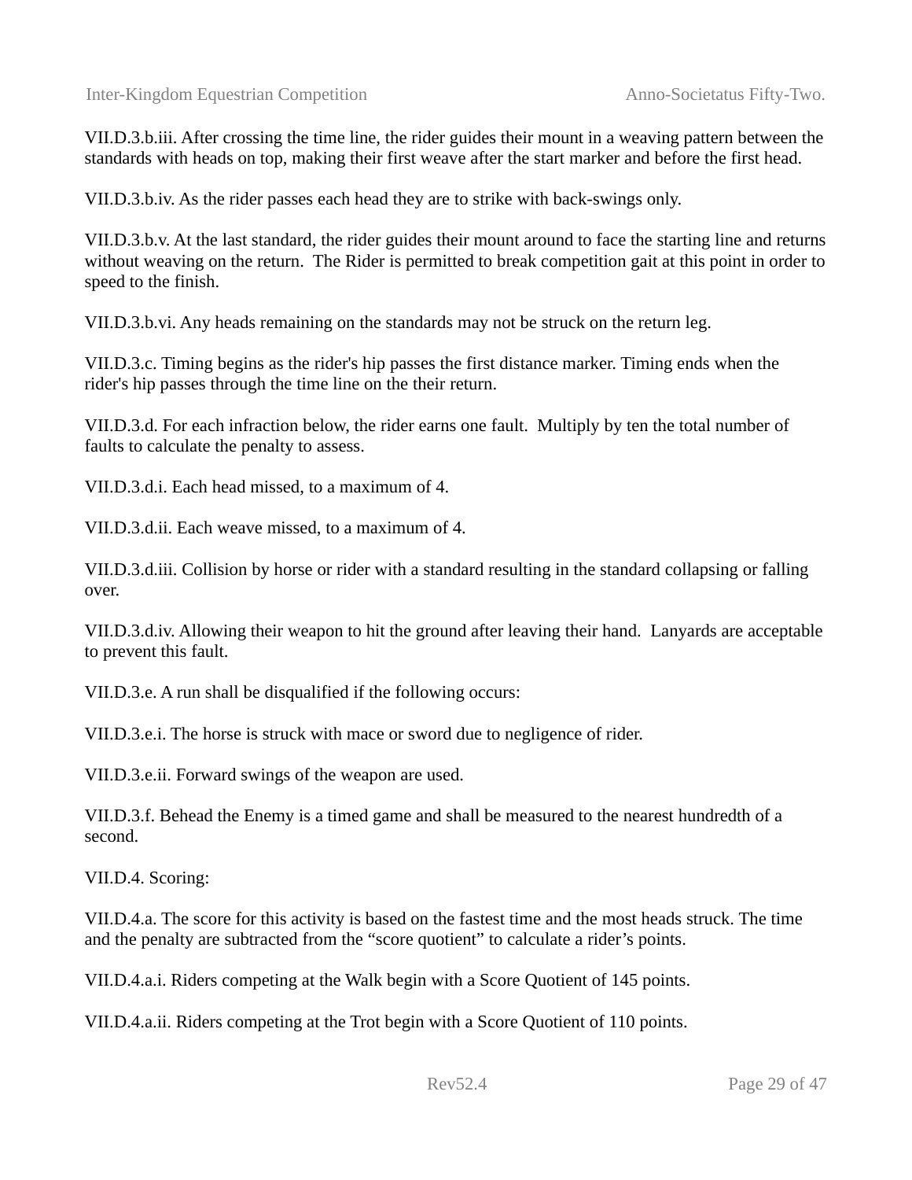VII.D.3.b.iii. After crossing the time line, the rider guides their mount in a weaving pattern between the standards with heads on top, making their first weave after the start marker and before the first head.

VII.D.3.b.iv. As the rider passes each head they are to strike with back-swings only.

VII.D.3.b.v. At the last standard, the rider guides their mount around to face the starting line and returns without weaving on the return.  The Rider is permitted to break competition gait at this point in order to speed to the finish.

VII.D.3.b.vi. Any heads remaining on the standards may not be struck on the return leg.

VII.D.3.c. Timing begins as the rider's hip passes the first distance marker. Timing ends when the rider's hip passes through the time line on the their return.

VII.D.3.d. For each infraction below, the rider earns one fault.  Multiply by ten the total number of faults to calculate the penalty to assess.

VII.D.3.d.i. Each head missed, to a maximum of 4.

VII.D.3.d.ii. Each weave missed, to a maximum of 4.

VII.D.3.d.iii. Collision by horse or rider with a standard resulting in the standard collapsing or falling over.

VII.D.3.d.iv. Allowing their weapon to hit the ground after leaving their hand.  Lanyards are acceptable to prevent this fault.

VII.D.3.e. A run shall be disqualified if the following occurs:

VII.D.3.e.i. The horse is struck with mace or sword due to negligence of rider.

VII.D.3.e.ii. Forward swings of the weapon are used.

VII.D.3.f. Behead the Enemy is a timed game and shall be measured to the nearest hundredth of a second.

VII.D.4. Scoring:

VII.D.4.a. The score for this activity is based on the fastest time and the most heads struck. The time and the penalty are subtracted from the “score quotient” to calculate a rider’s points.

VII.D.4.a.i. Riders competing at the Walk begin with a Score Quotient of 145 points.

VII.D.4.a.ii. Riders competing at the Trot begin with a Score Quotient of 110 points.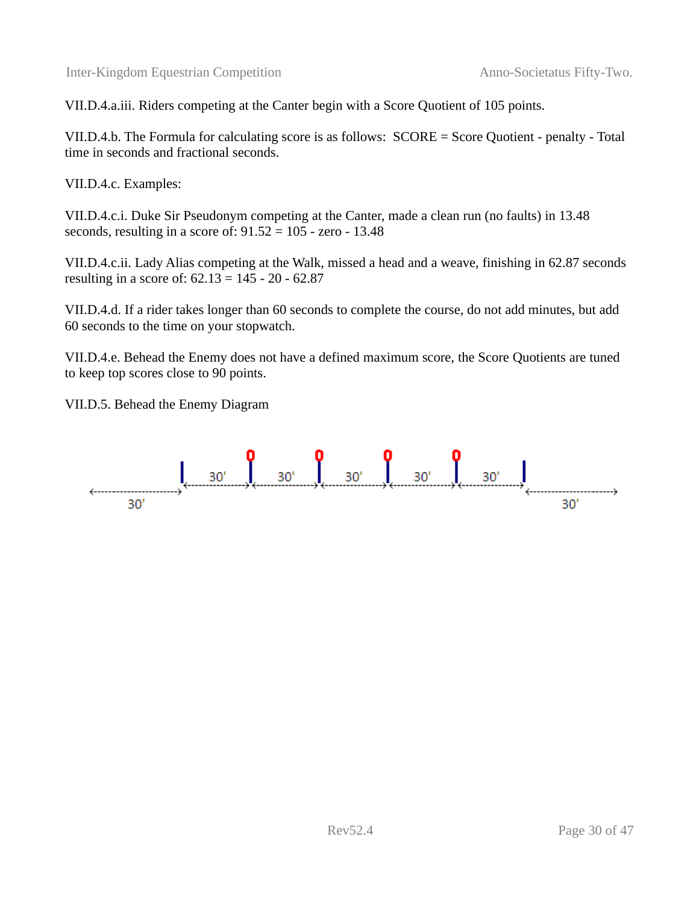VII.D.4.a.iii. Riders competing at the Canter begin with a Score Quotient of 105 points.

VII.D.4.b. The Formula for calculating score is as follows: SCORE = Score Quotient - penalty - Total time in seconds and fractional seconds.

VII.D.4.c. Examples:

VII.D.4.c.i. Duke Sir Pseudonym competing at the Canter, made a clean run (no faults) in 13.48 seconds, resulting in a score of: 91.52 = 105 - zero - 13.48

VII.D.4.c.ii. Lady Alias competing at the Walk, missed a head and a weave, finishing in 62.87 seconds resulting in a score of: 62.13 = 145 - 20 - 62.87

VII.D.4.d. If a rider takes longer than 60 seconds to complete the course, do not add minutes, but add 60 seconds to the time on your stopwatch.

VII.D.4.e. Behead the Enemy does not have a defined maximum score, the Score Quotients are tuned to keep top scores close to 90 points.

VII.D.5. Behead the Enemy Diagram

30' 30' 30' 30' 30' 30' 30'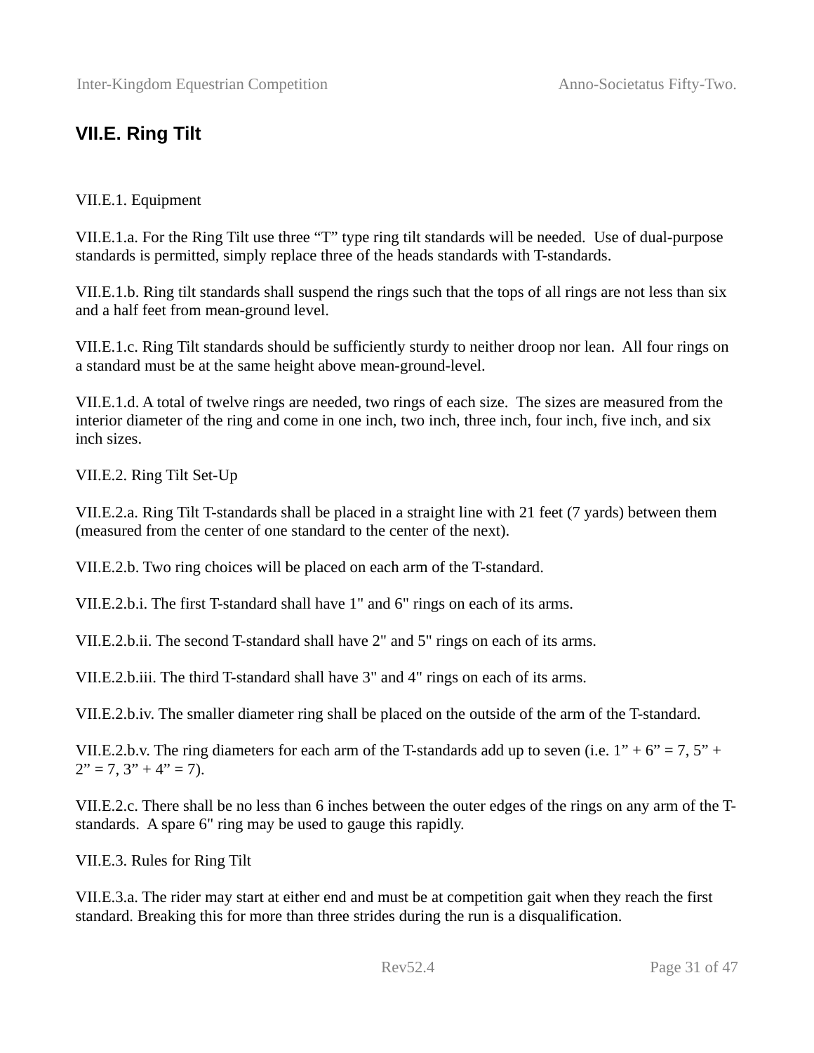## VII.E. Ring Tilt

VII.E.1. Equipment

VII.E.1.a. For the Ring Tilt use three "T" type ring tilt standards will be needed. Use of dual-purpose standards is permitted, simply replace three of the heads standards with T-standards.

VII.E.1.b. Ring tilt standards shall suspend the rings such that the tops of all rings are not less than six and a half feet from mean-ground level.

VII.E.1.c. Ring Tilt standards should be sufficiently sturdy to neither droop nor lean. All four rings on a standard must be at the same height above mean-ground-level.

VII.E.1.d. A total of twelve rings are needed, two rings of each size. The sizes are measured from the interior diameter of the ring and come in one inch, two inch, three inch, four inch, five inch, and six inch sizes.

VII.E.2. Ring Tilt Set-Up

VII.E.2.a. Ring Tilt T-standards shall be placed in a straight line with 21 feet (7 yards) between them (measured from the center of one standard to the center of the next).

VII.E.2.b. Two ring choices will be placed on each arm of the T-standard.

VII.E.2.b.i. The first T-standard shall have 1" and 6" rings on each of its arms.

VII.E.2.b.ii. The second T-standard shall have 2" and 5" rings on each of its arms.

VII.E.2.b.iii. The third T-standard shall have 3" and 4" rings on each of its arms.

VII.E.2.b.iv. The smaller diameter ring shall be placed on the outside of the arm of the T-standard.

VII.E.2.b.v. The ring diameters for each arm of the T-standards add up to seven (i.e. 1" + 6" = 7, 5" + 2" = 7, 3" + 4" = 7).

VII.E.2.c. There shall be no less than 6 inches between the outer edges of the rings on any arm of the T-standards. A spare 6" ring may be used to gauge this rapidly.

VII.E.3. Rules for Ring Tilt

VII.E.3.a. The rider may start at either end and must be at competition gait when they reach the first standard. Breaking this for more than three strides during the run is a disqualification.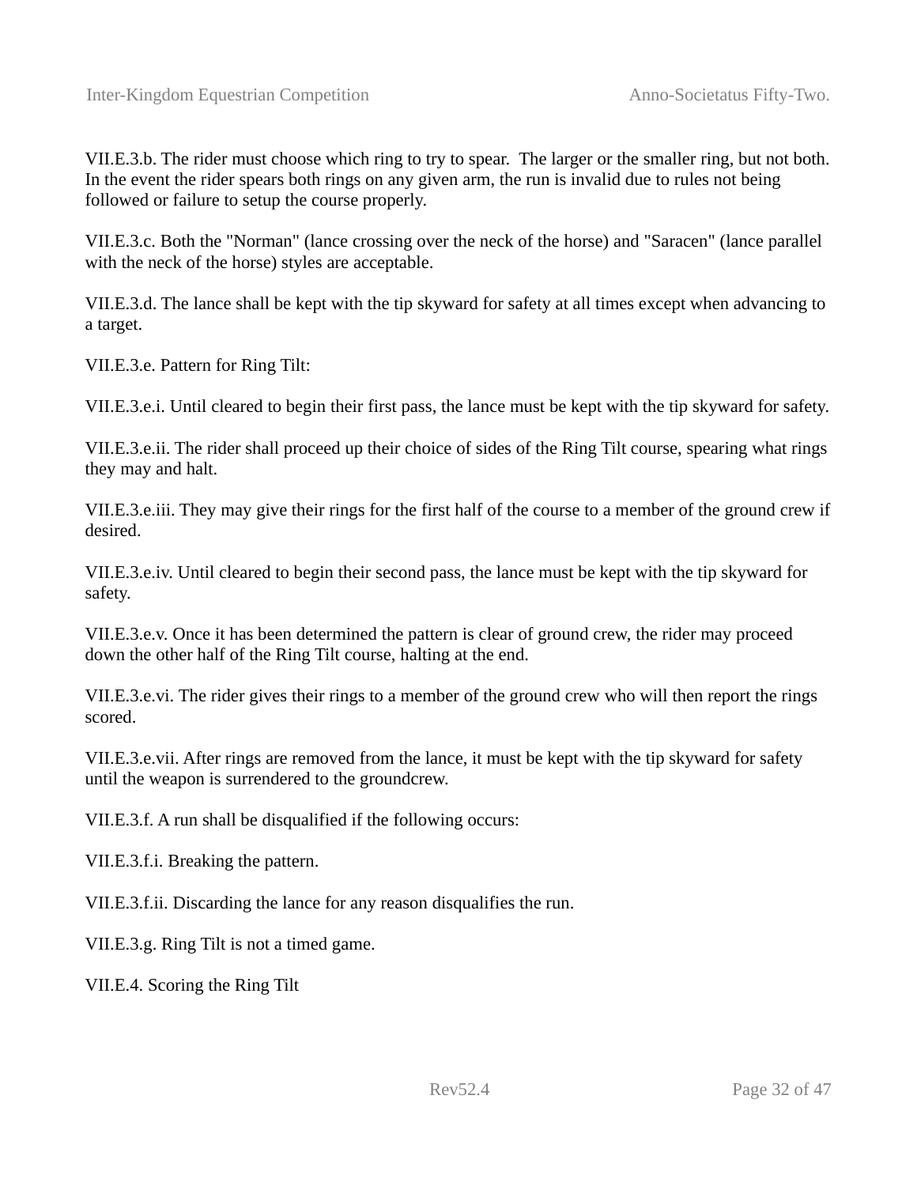VII.E.3.b. The rider must choose which ring to try to spear. The larger or the smaller ring, but not both. In the event the rider spears both rings on any given arm, the run is invalid due to rules not being followed or failure to setup the course properly.

VII.E.3.c. Both the "Norman" (lance crossing over the neck of the horse) and "Saracen" (lance parallel with the neck of the horse) styles are acceptable.

VII.E.3.d. The lance shall be kept with the tip skyward for safety at all times except when advancing to a target.

VII.E.3.e. Pattern for Ring Tilt:

VII.E.3.e.i. Until cleared to begin their first pass, the lance must be kept with the tip skyward for safety.

VII.E.3.e.ii. The rider shall proceed up their choice of sides of the Ring Tilt course, spearing what rings they may and halt.

VII.E.3.e.iii. They may give their rings for the first half of the course to a member of the ground crew if desired.

VII.E.3.e.iv. Until cleared to begin their second pass, the lance must be kept with the tip skyward for safety.

VII.E.3.e.v. Once it has been determined the pattern is clear of ground crew, the rider may proceed down the other half of the Ring Tilt course, halting at the end.

VII.E.3.e.vi. The rider gives their rings to a member of the ground crew who will then report the rings scored.

VII.E.3.e.vii. After rings are removed from the lance, it must be kept with the tip skyward for safety until the weapon is surrendered to the groundcrew.

VII.E.3.f. A run shall be disqualified if the following occurs:

VII.E.3.f.i. Breaking the pattern.

VII.E.3.f.ii. Discarding the lance for any reason disqualifies the run.

VII.E.3.g. Ring Tilt is not a timed game.

VII.E.4. Scoring the Ring Tilt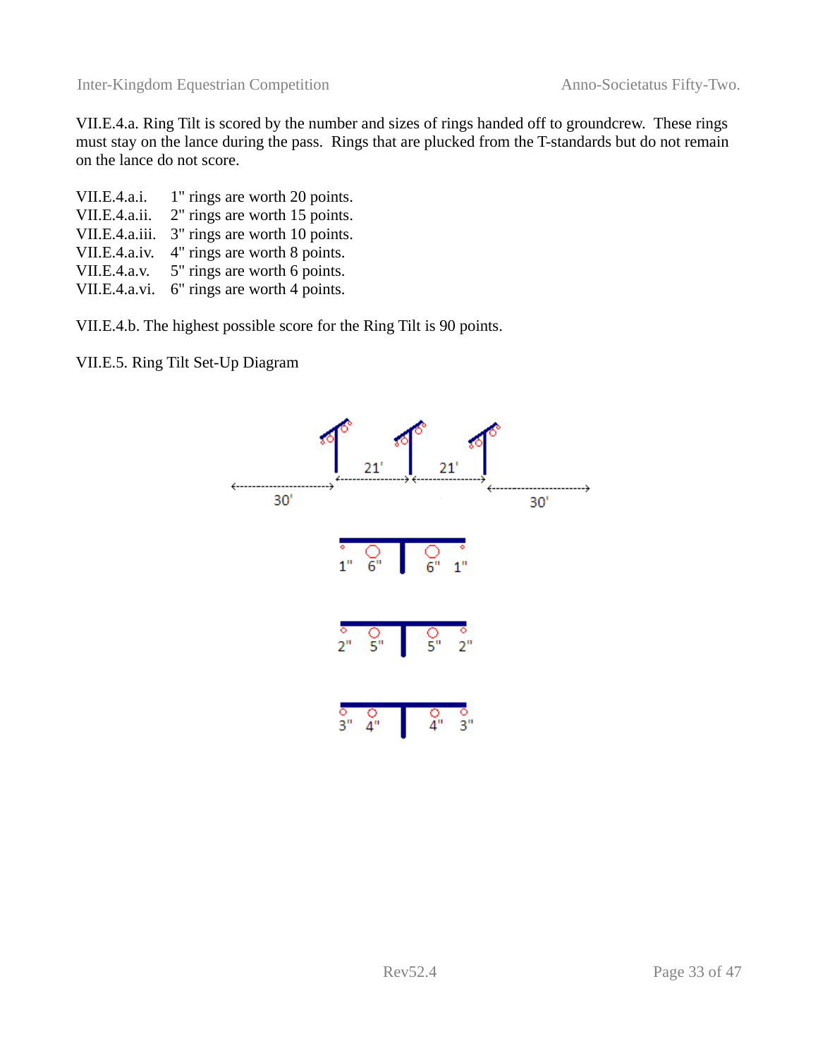VII.E.4.a. Ring Tilt is scored by the number and sizes of rings handed off to groundcrew. These rings must stay on the lance during the pass. Rings that are plucked from the T-standards but do not remain on the lance do not score.

VII.E.4.a.i. 1" rings are worth 20 points.
VII.E.4.a.ii. 2" rings are worth 15 points.
VII.E.4.a.iii. 3" rings are worth 10 points.
VII.E.4.a.iv. 4" rings are worth 8 points.
VII.E.4.a.v. 5" rings are worth 6 points.
VII.E.4.a.vi. 6" rings are worth 4 points.

VII.E.4.b. The highest possible score for the Ring Tilt is 90 points.

VII.E.5. Ring Tilt Set-Up Diagram

30' 21' 21' 30'

1" 6" 6" 1"

2" 5" 5" 2"

3" 4" 4" 3"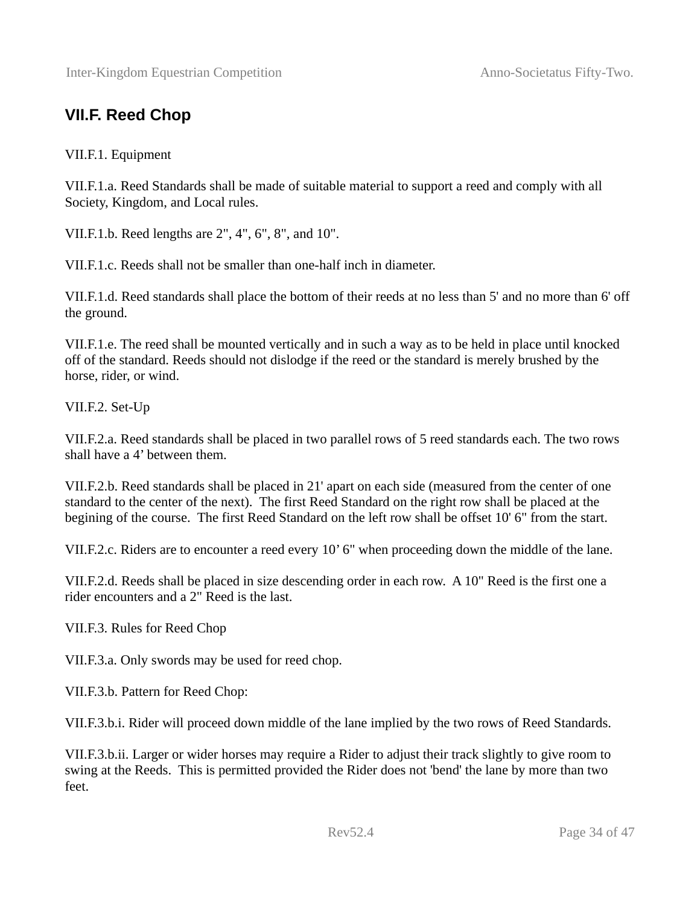## VII.F. Reed Chop

VII.F.1. Equipment

VII.F.1.a. Reed Standards shall be made of suitable material to support a reed and comply with all Society, Kingdom, and Local rules.

VII.F.1.b. Reed lengths are 2", 4", 6", 8", and 10".

VII.F.1.c. Reeds shall not be smaller than one-half inch in diameter.

VII.F.1.d. Reed standards shall place the bottom of their reeds at no less than 5' and no more than 6' off the ground.

VII.F.1.e. The reed shall be mounted vertically and in such a way as to be held in place until knocked off of the standard. Reeds should not dislodge if the reed or the standard is merely brushed by the horse, rider, or wind.

VII.F.2. Set-Up

VII.F.2.a. Reed standards shall be placed in two parallel rows of 5 reed standards each. The two rows shall have a 4' between them.

VII.F.2.b. Reed standards shall be placed in 21' apart on each side (measured from the center of one standard to the center of the next). The first Reed Standard on the right row shall be placed at the begining of the course. The first Reed Standard on the left row shall be offset 10' 6" from the start.

VII.F.2.c. Riders are to encounter a reed every 10' 6" when proceeding down the middle of the lane.

VII.F.2.d. Reeds shall be placed in size descending order in each row. A 10" Reed is the first one a rider encounters and a 2" Reed is the last.

VII.F.3. Rules for Reed Chop

VII.F.3.a. Only swords may be used for reed chop.

VII.F.3.b. Pattern for Reed Chop:

VII.F.3.b.i. Rider will proceed down middle of the lane implied by the two rows of Reed Standards.

VII.F.3.b.ii. Larger or wider horses may require a Rider to adjust their track slightly to give room to swing at the Reeds. This is permitted provided the Rider does not 'bend' the lane by more than two feet.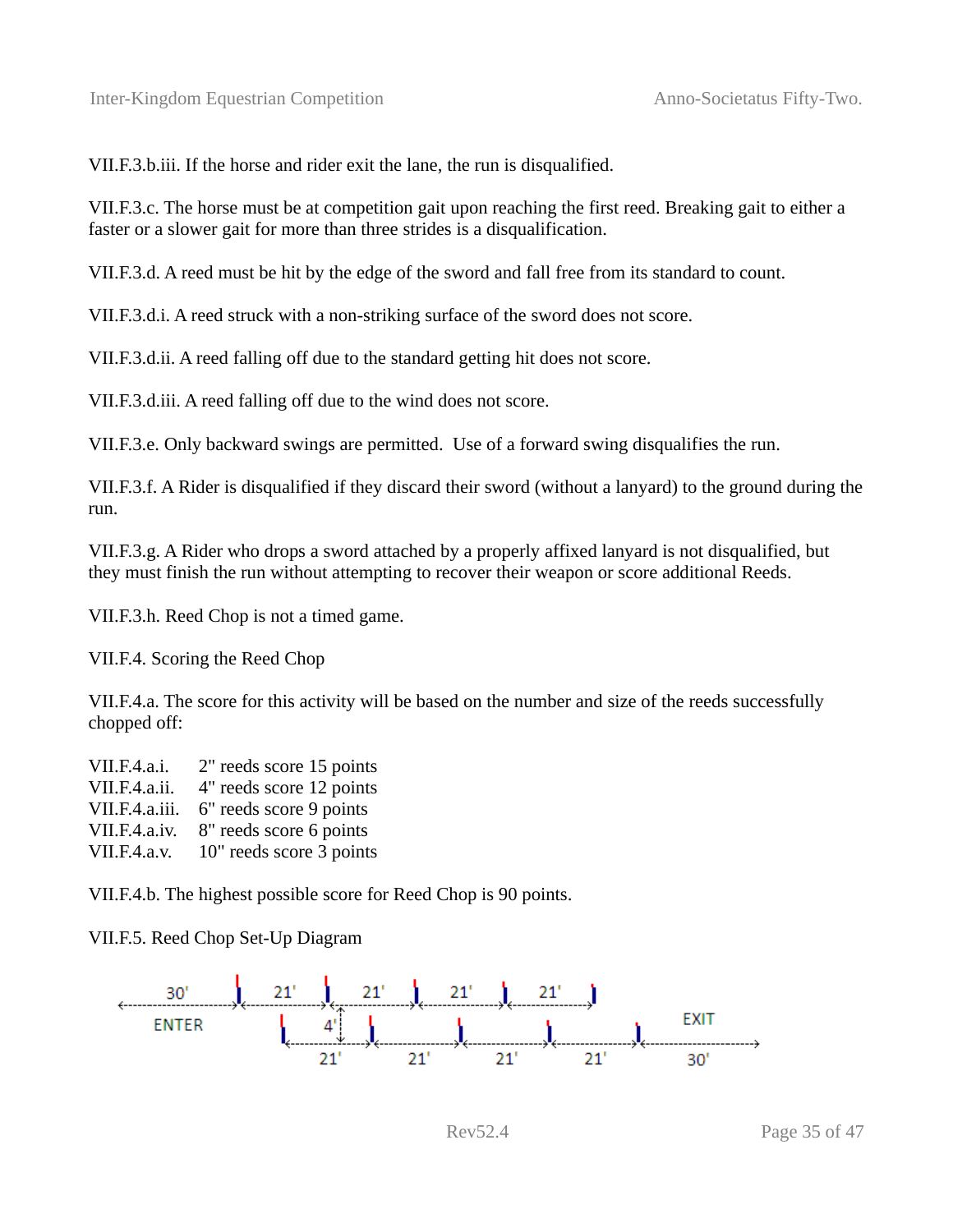VII.F.3.b.iii. If the horse and rider exit the lane, the run is disqualified.

VII.F.3.c. The horse must be at competition gait upon reaching the first reed. Breaking gait to either a faster or a slower gait for more than three strides is a disqualification.

VII.F.3.d. A reed must be hit by the edge of the sword and fall free from its standard to count.

VII.F.3.d.i. A reed struck with a non-striking surface of the sword does not score.

VII.F.3.d.ii. A reed falling off due to the standard getting hit does not score.

VII.F.3.d.iii. A reed falling off due to the wind does not score.

VII.F.3.e. Only backward swings are permitted.  Use of a forward swing disqualifies the run.

VII.F.3.f. A Rider is disqualified if they discard their sword (without a lanyard) to the ground during the run.

VII.F.3.g. A Rider who drops a sword attached by a properly affixed lanyard is not disqualified, but they must finish the run without attempting to recover their weapon or score additional Reeds.

VII.F.3.h. Reed Chop is not a timed game.

VII.F.4. Scoring the Reed Chop

VII.F.4.a. The score for this activity will be based on the number and size of the reeds successfully chopped off:

VII.F.4.a.i.    2" reeds score 15 points
VII.F.4.a.ii.   4" reeds score 12 points
VII.F.4.a.iii.  6" reeds score 9 points
VII.F.4.a.iv.   8" reeds score 6 points
VII.F.4.a.v.    10" reeds score 3 points

VII.F.4.b. The highest possible score for Reed Chop is 90 points.

VII.F.5. Reed Chop Set-Up Diagram

30' ENTER | 21' | 21' | 21' | 21' | 4' | 21' | 21' | 21' | 21' | 30' EXIT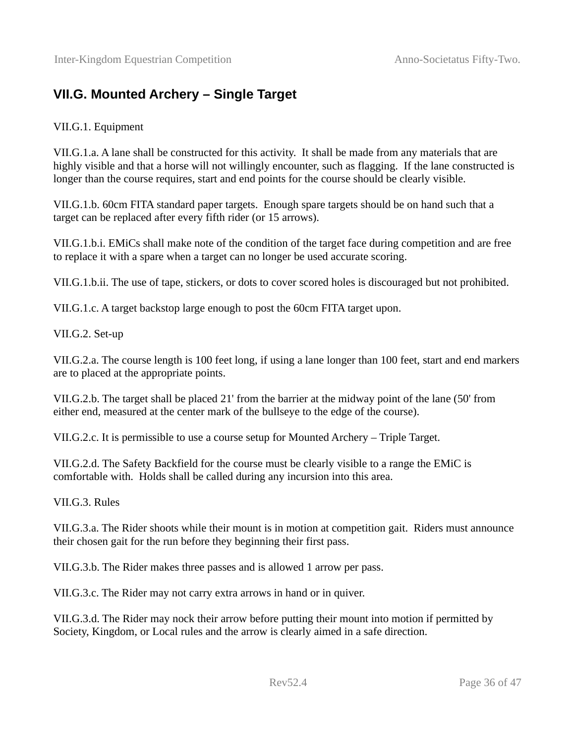## VII.G. Mounted Archery – Single Target

VII.G.1. Equipment

VII.G.1.a. A lane shall be constructed for this activity. It shall be made from any materials that are highly visible and that a horse will not willingly encounter, such as flagging. If the lane constructed is longer than the course requires, start and end points for the course should be clearly visible.

VII.G.1.b. 60cm FITA standard paper targets. Enough spare targets should be on hand such that a target can be replaced after every fifth rider (or 15 arrows).

VII.G.1.b.i. EMiCs shall make note of the condition of the target face during competition and are free to replace it with a spare when a target can no longer be used accurate scoring.

VII.G.1.b.ii. The use of tape, stickers, or dots to cover scored holes is discouraged but not prohibited.

VII.G.1.c. A target backstop large enough to post the 60cm FITA target upon.

VII.G.2. Set-up

VII.G.2.a. The course length is 100 feet long, if using a lane longer than 100 feet, start and end markers are to placed at the appropriate points.

VII.G.2.b. The target shall be placed 21' from the barrier at the midway point of the lane (50' from either end, measured at the center mark of the bullseye to the edge of the course).

VII.G.2.c. It is permissible to use a course setup for Mounted Archery – Triple Target.

VII.G.2.d. The Safety Backfield for the course must be clearly visible to a range the EMiC is comfortable with. Holds shall be called during any incursion into this area.

VII.G.3. Rules

VII.G.3.a. The Rider shoots while their mount is in motion at competition gait. Riders must announce their chosen gait for the run before they beginning their first pass.

VII.G.3.b. The Rider makes three passes and is allowed 1 arrow per pass.

VII.G.3.c. The Rider may not carry extra arrows in hand or in quiver.

VII.G.3.d. The Rider may nock their arrow before putting their mount into motion if permitted by Society, Kingdom, or Local rules and the arrow is clearly aimed in a safe direction.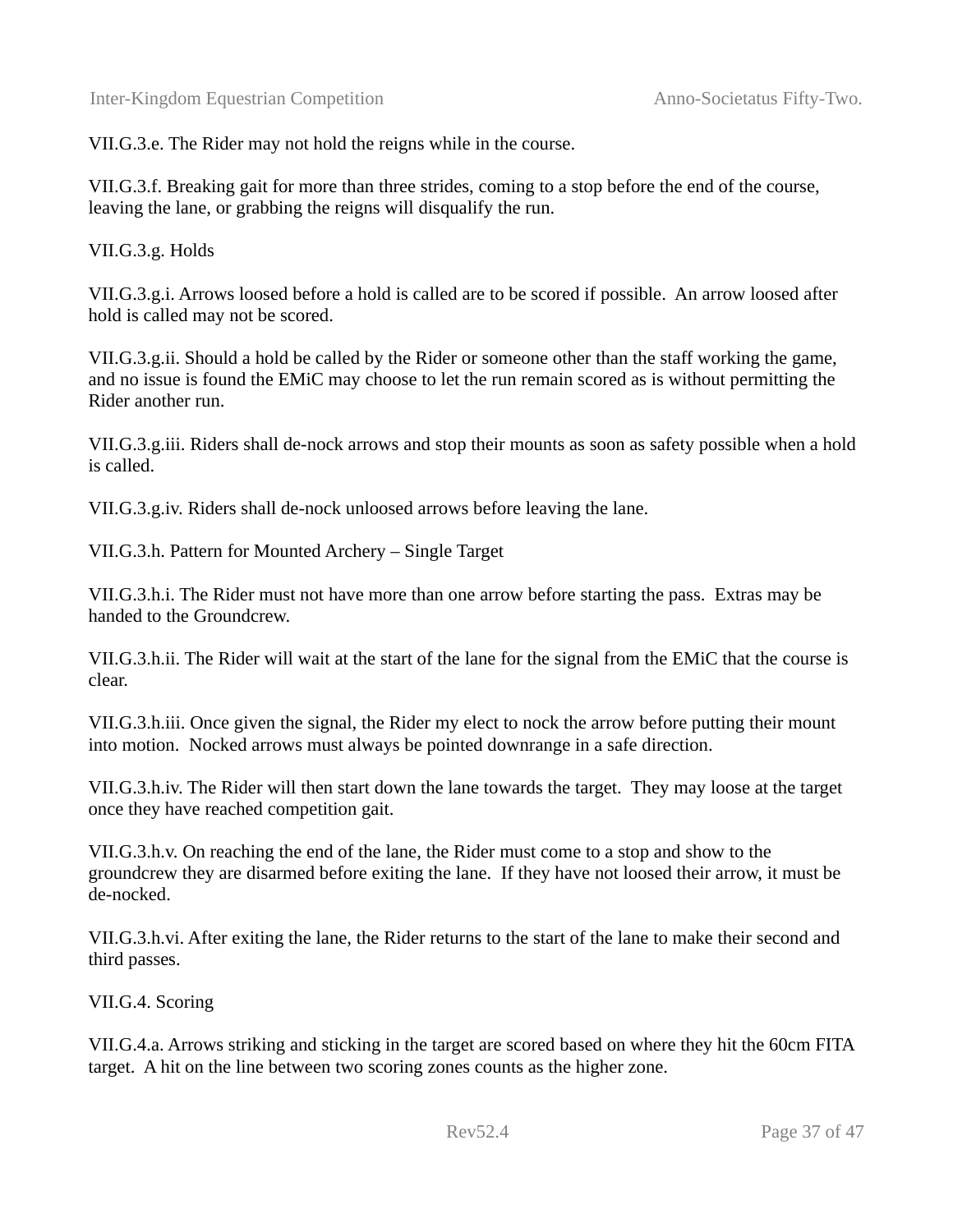VII.G.3.e. The Rider may not hold the reigns while in the course.

VII.G.3.f. Breaking gait for more than three strides, coming to a stop before the end of the course, leaving the lane, or grabbing the reigns will disqualify the run.

VII.G.3.g. Holds

VII.G.3.g.i. Arrows loosed before a hold is called are to be scored if possible. An arrow loosed after hold is called may not be scored.

VII.G.3.g.ii. Should a hold be called by the Rider or someone other than the staff working the game, and no issue is found the EMiC may choose to let the run remain scored as is without permitting the Rider another run.

VII.G.3.g.iii. Riders shall de-nock arrows and stop their mounts as soon as safety possible when a hold is called.

VII.G.3.g.iv. Riders shall de-nock unloosed arrows before leaving the lane.

VII.G.3.h. Pattern for Mounted Archery – Single Target

VII.G.3.h.i. The Rider must not have more than one arrow before starting the pass. Extras may be handed to the Groundcrew.

VII.G.3.h.ii. The Rider will wait at the start of the lane for the signal from the EMiC that the course is clear.

VII.G.3.h.iii. Once given the signal, the Rider my elect to nock the arrow before putting their mount into motion. Nocked arrows must always be pointed downrange in a safe direction.

VII.G.3.h.iv. The Rider will then start down the lane towards the target. They may loose at the target once they have reached competition gait.

VII.G.3.h.v. On reaching the end of the lane, the Rider must come to a stop and show to the groundcrew they are disarmed before exiting the lane. If they have not loosed their arrow, it must be de-nocked.

VII.G.3.h.vi. After exiting the lane, the Rider returns to the start of the lane to make their second and third passes.

VII.G.4. Scoring

VII.G.4.a. Arrows striking and sticking in the target are scored based on where they hit the 60cm FITA target. A hit on the line between two scoring zones counts as the higher zone.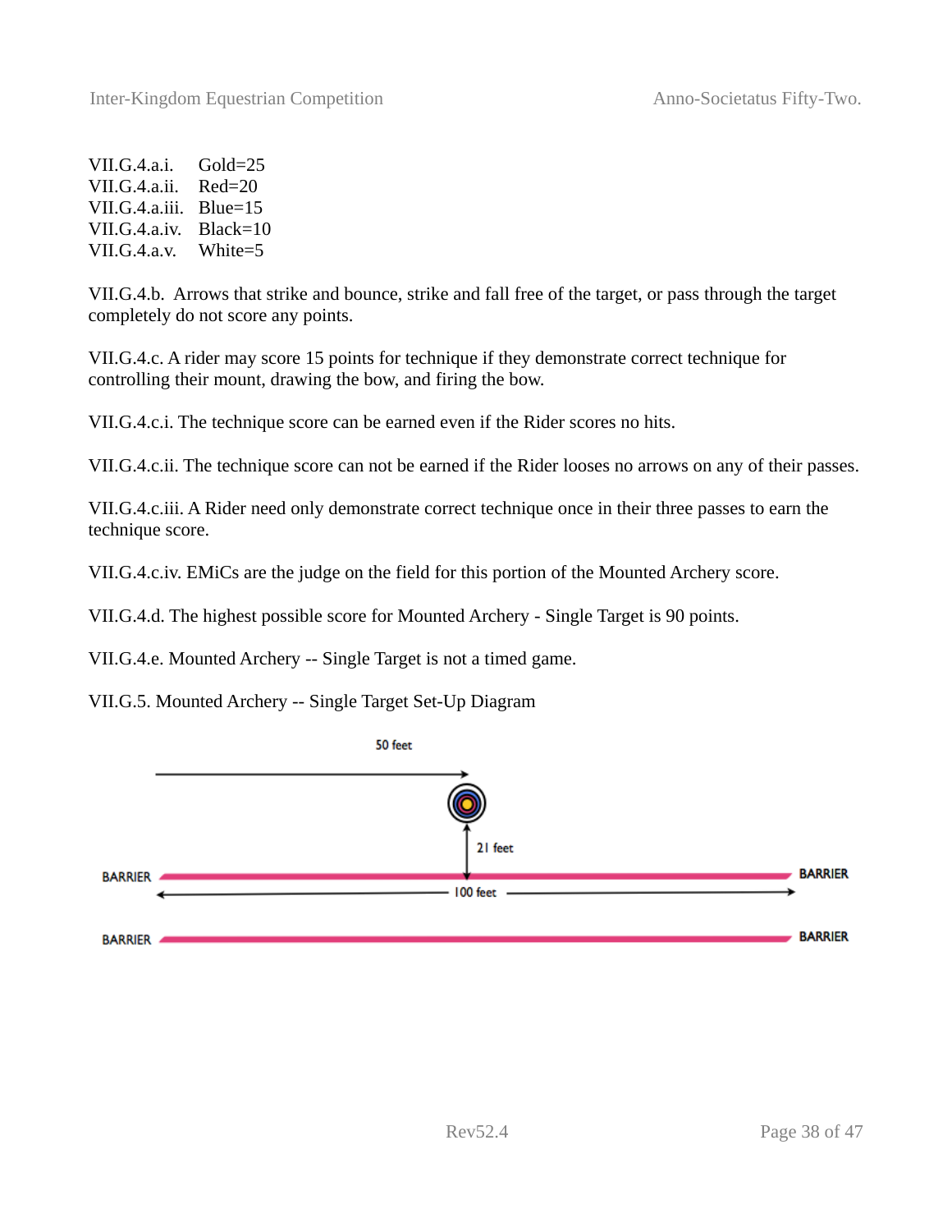VII.G.4.a.i. Gold=25
VII.G.4.a.ii. Red=20
VII.G.4.a.iii. Blue=15
VII.G.4.a.iv. Black=10
VII.G.4.a.v. White=5

VII.G.4.b. Arrows that strike and bounce, strike and fall free of the target, or pass through the target completely do not score any points.

VII.G.4.c. A rider may score 15 points for technique if they demonstrate correct technique for controlling their mount, drawing the bow, and firing the bow.

VII.G.4.c.i. The technique score can be earned even if the Rider scores no hits.

VII.G.4.c.ii. The technique score can not be earned if the Rider looses no arrows on any of their passes.

VII.G.4.c.iii. A Rider need only demonstrate correct technique once in their three passes to earn the technique score.

VII.G.4.c.iv. EMiCs are the judge on the field for this portion of the Mounted Archery score.

VII.G.4.d. The highest possible score for Mounted Archery - Single Target is 90 points.

VII.G.4.e. Mounted Archery -- Single Target is not a timed game.

VII.G.5. Mounted Archery -- Single Target Set-Up Diagram

50 feet

21 feet

BARRIER BARRIER

100 feet

BARRIER BARRIER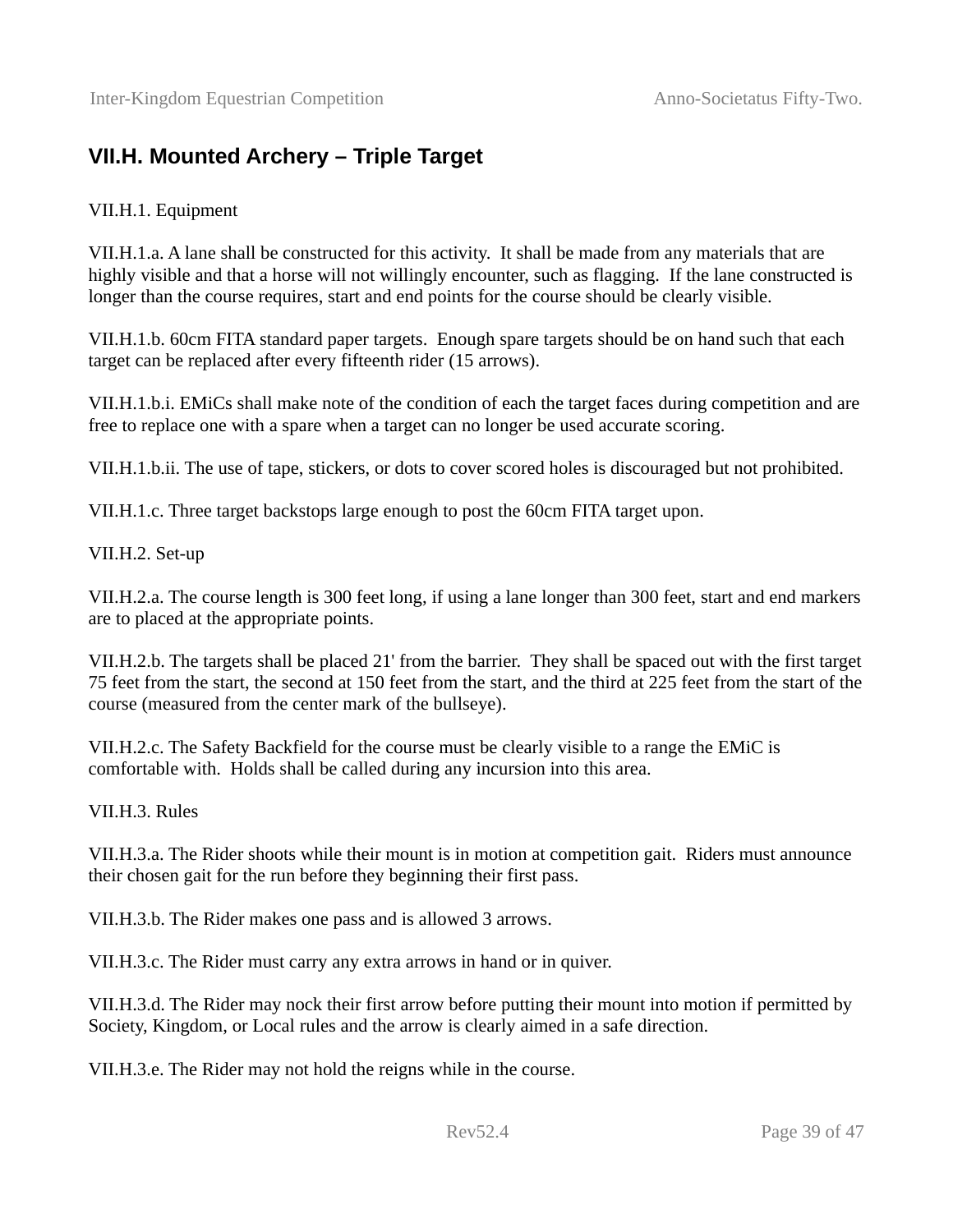## VII.H. Mounted Archery – Triple Target

VII.H.1. Equipment

VII.H.1.a. A lane shall be constructed for this activity. It shall be made from any materials that are highly visible and that a horse will not willingly encounter, such as flagging. If the lane constructed is longer than the course requires, start and end points for the course should be clearly visible.

VII.H.1.b. 60cm FITA standard paper targets. Enough spare targets should be on hand such that each target can be replaced after every fifteenth rider (15 arrows).

VII.H.1.b.i. EMiCs shall make note of the condition of each the target faces during competition and are free to replace one with a spare when a target can no longer be used accurate scoring.

VII.H.1.b.ii. The use of tape, stickers, or dots to cover scored holes is discouraged but not prohibited.

VII.H.1.c. Three target backstops large enough to post the 60cm FITA target upon.

VII.H.2. Set-up

VII.H.2.a. The course length is 300 feet long, if using a lane longer than 300 feet, start and end markers are to placed at the appropriate points.

VII.H.2.b. The targets shall be placed 21' from the barrier. They shall be spaced out with the first target 75 feet from the start, the second at 150 feet from the start, and the third at 225 feet from the start of the course (measured from the center mark of the bullseye).

VII.H.2.c. The Safety Backfield for the course must be clearly visible to a range the EMiC is comfortable with. Holds shall be called during any incursion into this area.

VII.H.3. Rules

VII.H.3.a. The Rider shoots while their mount is in motion at competition gait. Riders must announce their chosen gait for the run before they beginning their first pass.

VII.H.3.b. The Rider makes one pass and is allowed 3 arrows.

VII.H.3.c. The Rider must carry any extra arrows in hand or in quiver.

VII.H.3.d. The Rider may nock their first arrow before putting their mount into motion if permitted by Society, Kingdom, or Local rules and the arrow is clearly aimed in a safe direction.

VII.H.3.e. The Rider may not hold the reigns while in the course.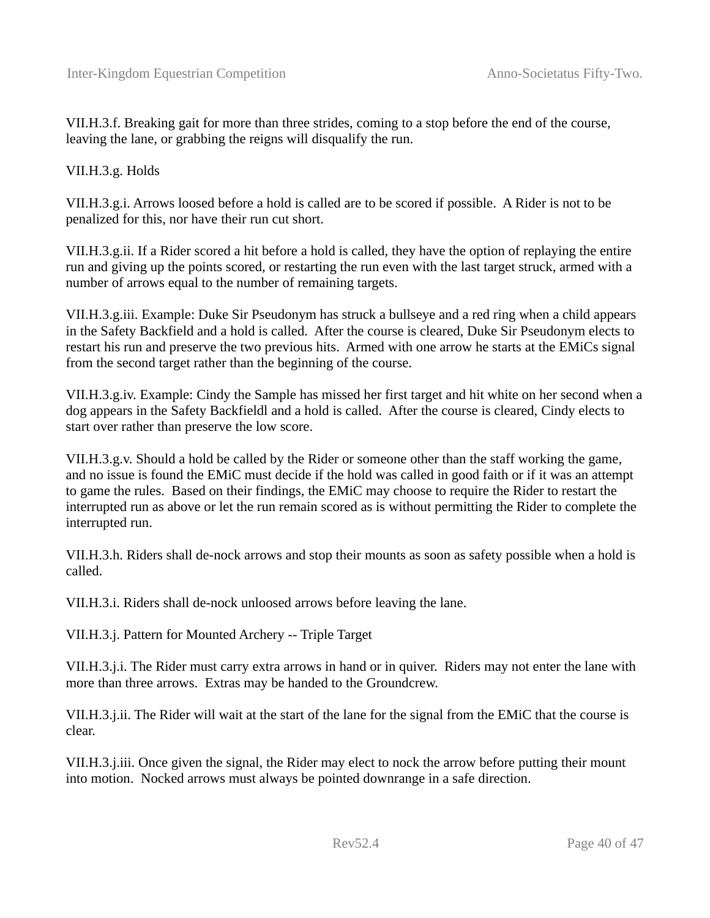VII.H.3.f. Breaking gait for more than three strides, coming to a stop before the end of the course, leaving the lane, or grabbing the reigns will disqualify the run.

VII.H.3.g. Holds

VII.H.3.g.i. Arrows loosed before a hold is called are to be scored if possible. A Rider is not to be penalized for this, nor have their run cut short.

VII.H.3.g.ii. If a Rider scored a hit before a hold is called, they have the option of replaying the entire run and giving up the points scored, or restarting the run even with the last target struck, armed with a number of arrows equal to the number of remaining targets.

VII.H.3.g.iii. Example: Duke Sir Pseudonym has struck a bullseye and a red ring when a child appears in the Safety Backfield and a hold is called. After the course is cleared, Duke Sir Pseudonym elects to restart his run and preserve the two previous hits. Armed with one arrow he starts at the EMiCs signal from the second target rather than the beginning of the course.

VII.H.3.g.iv. Example: Cindy the Sample has missed her first target and hit white on her second when a dog appears in the Safety Backfieldl and a hold is called. After the course is cleared, Cindy elects to start over rather than preserve the low score.

VII.H.3.g.v. Should a hold be called by the Rider or someone other than the staff working the game, and no issue is found the EMiC must decide if the hold was called in good faith or if it was an attempt to game the rules. Based on their findings, the EMiC may choose to require the Rider to restart the interrupted run as above or let the run remain scored as is without permitting the Rider to complete the interrupted run.

VII.H.3.h. Riders shall de-nock arrows and stop their mounts as soon as safety possible when a hold is called.

VII.H.3.i. Riders shall de-nock unloosed arrows before leaving the lane.

VII.H.3.j. Pattern for Mounted Archery -- Triple Target

VII.H.3.j.i. The Rider must carry extra arrows in hand or in quiver. Riders may not enter the lane with more than three arrows. Extras may be handed to the Groundcrew.

VII.H.3.j.ii. The Rider will wait at the start of the lane for the signal from the EMiC that the course is clear.

VII.H.3.j.iii. Once given the signal, the Rider may elect to nock the arrow before putting their mount into motion. Nocked arrows must always be pointed downrange in a safe direction.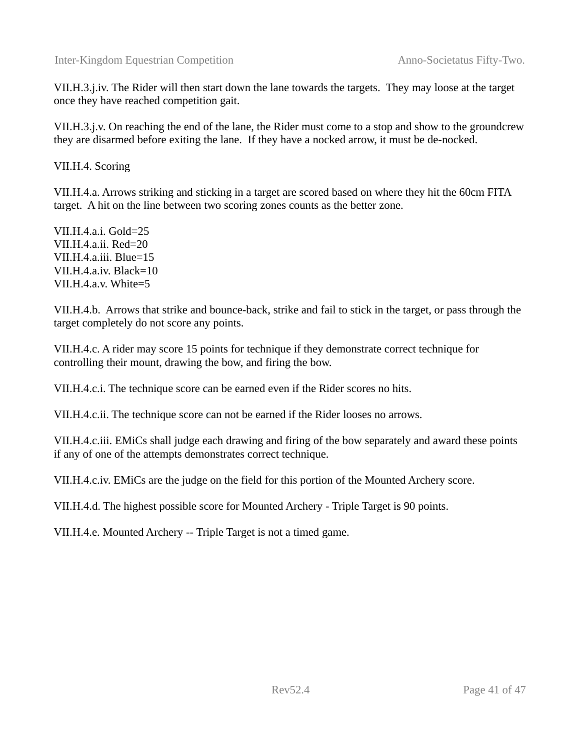VII.H.3.j.iv. The Rider will then start down the lane towards the targets. They may loose at the target once they have reached competition gait.

VII.H.3.j.v. On reaching the end of the lane, the Rider must come to a stop and show to the groundcrew they are disarmed before exiting the lane. If they have a nocked arrow, it must be de-nocked.

VII.H.4. Scoring

VII.H.4.a. Arrows striking and sticking in a target are scored based on where they hit the 60cm FITA target. A hit on the line between two scoring zones counts as the better zone.

VII.H.4.a.i. Gold=25
VII.H.4.a.ii. Red=20
VII.H.4.a.iii. Blue=15
VII.H.4.a.iv. Black=10
VII.H.4.a.v. White=5

VII.H.4.b. Arrows that strike and bounce-back, strike and fail to stick in the target, or pass through the target completely do not score any points.

VII.H.4.c. A rider may score 15 points for technique if they demonstrate correct technique for controlling their mount, drawing the bow, and firing the bow.

VII.H.4.c.i. The technique score can be earned even if the Rider scores no hits.

VII.H.4.c.ii. The technique score can not be earned if the Rider looses no arrows.

VII.H.4.c.iii. EMiCs shall judge each drawing and firing of the bow separately and award these points if any of one of the attempts demonstrates correct technique.

VII.H.4.c.iv. EMiCs are the judge on the field for this portion of the Mounted Archery score.

VII.H.4.d. The highest possible score for Mounted Archery - Triple Target is 90 points.

VII.H.4.e. Mounted Archery -- Triple Target is not a timed game.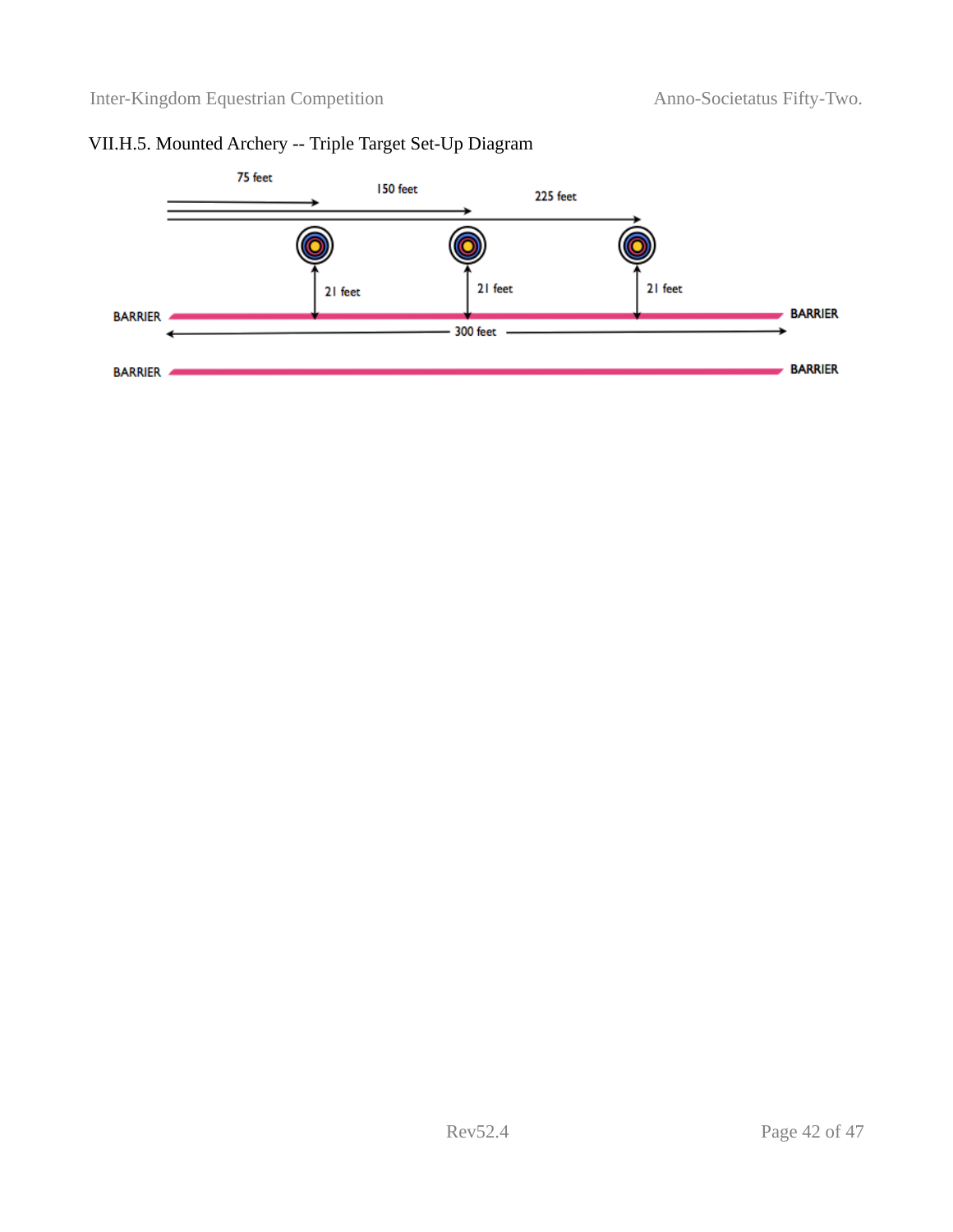VII.H.5. Mounted Archery -- Triple Target Set-Up Diagram

75 feet

150 feet

225 feet

21 feet

21 feet

21 feet

BARRIER

BARRIER

300 feet

BARRIER

BARRIER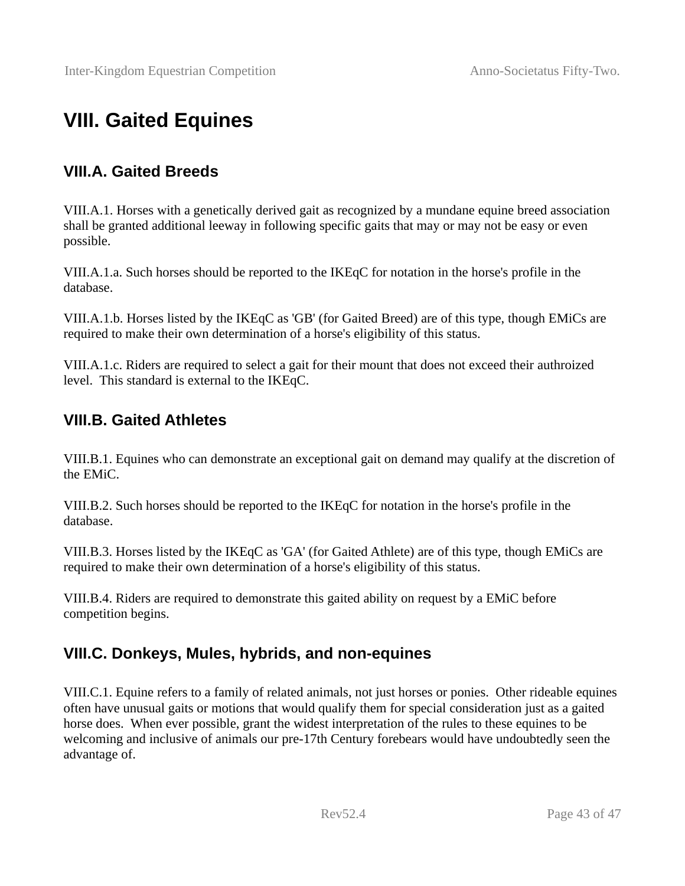# VIII. Gaited Equines

## VIII.A. Gaited Breeds

VIII.A.1. Horses with a genetically derived gait as recognized by a mundane equine breed association shall be granted additional leeway in following specific gaits that may or may not be easy or even possible.

VIII.A.1.a. Such horses should be reported to the IKEqC for notation in the horse's profile in the database.

VIII.A.1.b. Horses listed by the IKEqC as 'GB' (for Gaited Breed) are of this type, though EMiCs are required to make their own determination of a horse's eligibility of this status.

VIII.A.1.c. Riders are required to select a gait for their mount that does not exceed their authroized level.  This standard is external to the IKEqC.

## VIII.B. Gaited Athletes

VIII.B.1. Equines who can demonstrate an exceptional gait on demand may qualify at the discretion of the EMiC.

VIII.B.2. Such horses should be reported to the IKEqC for notation in the horse's profile in the database.

VIII.B.3. Horses listed by the IKEqC as 'GA' (for Gaited Athlete) are of this type, though EMiCs are required to make their own determination of a horse's eligibility of this status.

VIII.B.4. Riders are required to demonstrate this gaited ability on request by a EMiC before competition begins.

## VIII.C. Donkeys, Mules, hybrids, and non-equines

VIII.C.1. Equine refers to a family of related animals, not just horses or ponies.  Other rideable equines often have unusual gaits or motions that would qualify them for special consideration just as a gaited horse does.  When ever possible, grant the widest interpretation of the rules to these equines to be welcoming and inclusive of animals our pre-17th Century forebears would have undoubtedly seen the advantage of.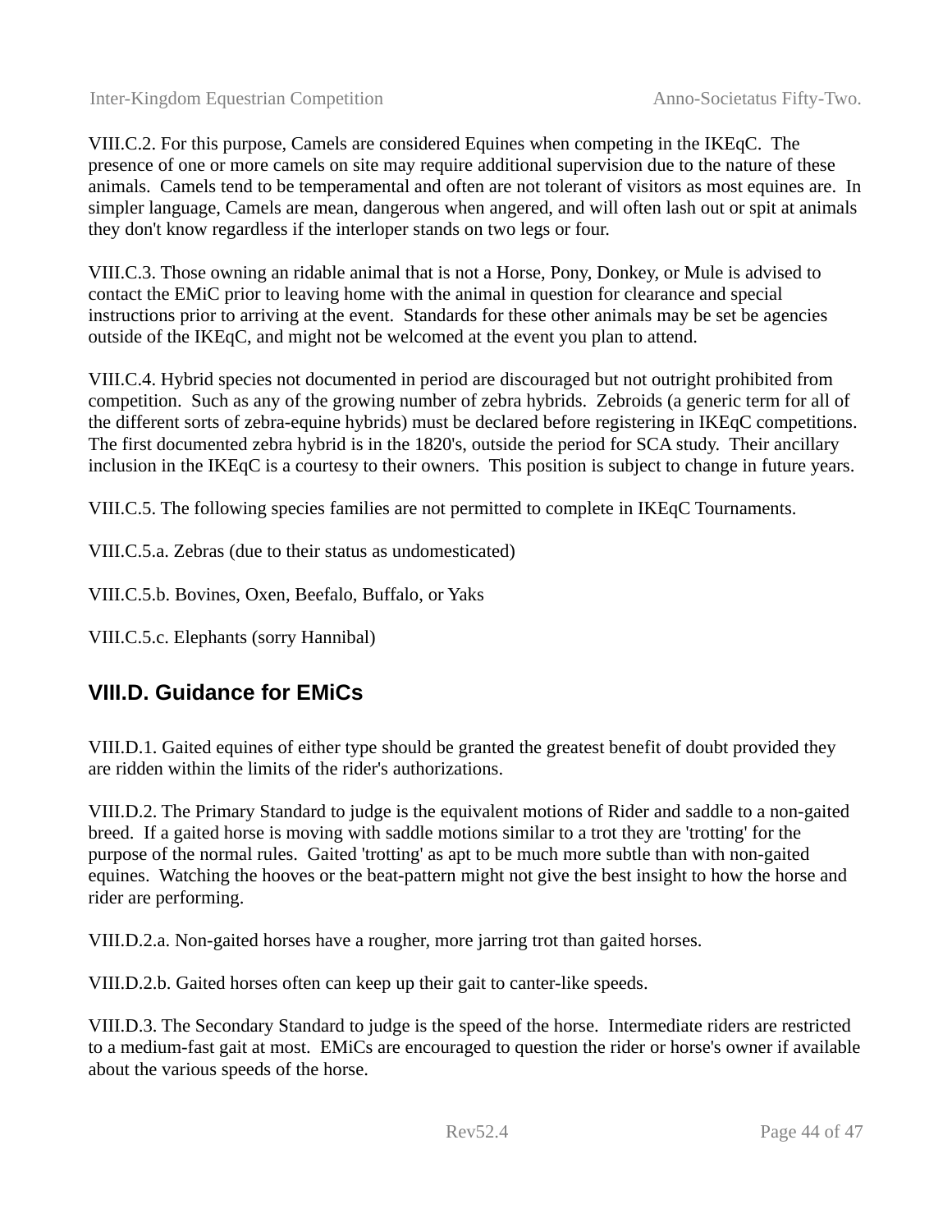VIII.C.2. For this purpose, Camels are considered Equines when competing in the IKEqC. The presence of one or more camels on site may require additional supervision due to the nature of these animals. Camels tend to be temperamental and often are not tolerant of visitors as most equines are. In simpler language, Camels are mean, dangerous when angered, and will often lash out or spit at animals they don't know regardless if the interloper stands on two legs or four.

VIII.C.3. Those owning an ridable animal that is not a Horse, Pony, Donkey, or Mule is advised to contact the EMiC prior to leaving home with the animal in question for clearance and special instructions prior to arriving at the event. Standards for these other animals may be set be agencies outside of the IKEqC, and might not be welcomed at the event you plan to attend.

VIII.C.4. Hybrid species not documented in period are discouraged but not outright prohibited from competition. Such as any of the growing number of zebra hybrids. Zebroids (a generic term for all of the different sorts of zebra-equine hybrids) must be declared before registering in IKEqC competitions. The first documented zebra hybrid is in the 1820's, outside the period for SCA study. Their ancillary inclusion in the IKEqC is a courtesy to their owners. This position is subject to change in future years.

VIII.C.5. The following species families are not permitted to complete in IKEqC Tournaments.

VIII.C.5.a. Zebras (due to their status as undomesticated)

VIII.C.5.b. Bovines, Oxen, Beefalo, Buffalo, or Yaks

VIII.C.5.c. Elephants (sorry Hannibal)

## VIII.D. Guidance for EMiCs

VIII.D.1. Gaited equines of either type should be granted the greatest benefit of doubt provided they are ridden within the limits of the rider's authorizations.

VIII.D.2. The Primary Standard to judge is the equivalent motions of Rider and saddle to a non-gaited breed. If a gaited horse is moving with saddle motions similar to a trot they are 'trotting' for the purpose of the normal rules. Gaited 'trotting' as apt to be much more subtle than with non-gaited equines. Watching the hooves or the beat-pattern might not give the best insight to how the horse and rider are performing.

VIII.D.2.a. Non-gaited horses have a rougher, more jarring trot than gaited horses.

VIII.D.2.b. Gaited horses often can keep up their gait to canter-like speeds.

VIII.D.3. The Secondary Standard to judge is the speed of the horse. Intermediate riders are restricted to a medium-fast gait at most. EMiCs are encouraged to question the rider or horse's owner if available about the various speeds of the horse.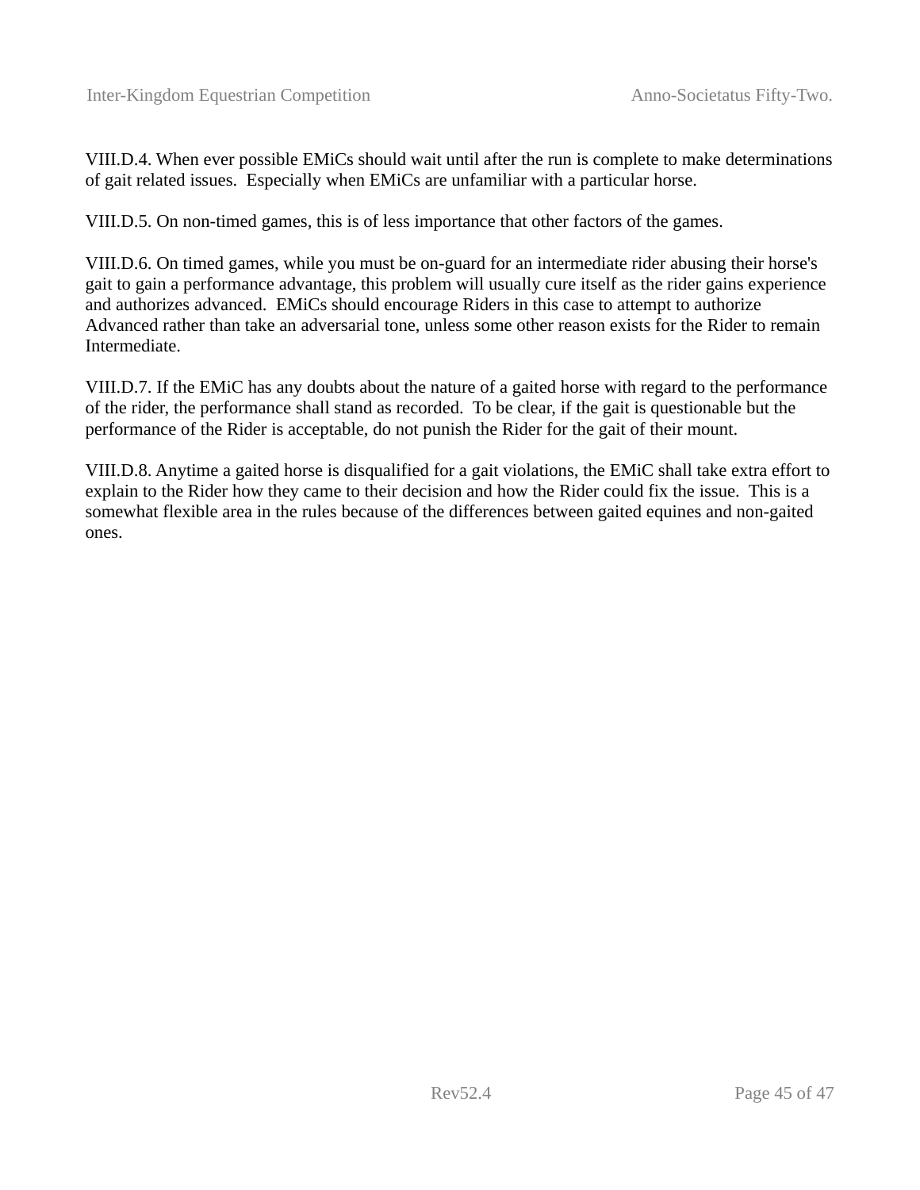VIII.D.4. When ever possible EMiCs should wait until after the run is complete to make determinations of gait related issues.  Especially when EMiCs are unfamiliar with a particular horse.

VIII.D.5. On non-timed games, this is of less importance that other factors of the games.

VIII.D.6. On timed games, while you must be on-guard for an intermediate rider abusing their horse's gait to gain a performance advantage, this problem will usually cure itself as the rider gains experience and authorizes advanced.  EMiCs should encourage Riders in this case to attempt to authorize Advanced rather than take an adversarial tone, unless some other reason exists for the Rider to remain Intermediate.

VIII.D.7. If the EMiC has any doubts about the nature of a gaited horse with regard to the performance of the rider, the performance shall stand as recorded.  To be clear, if the gait is questionable but the performance of the Rider is acceptable, do not punish the Rider for the gait of their mount.

VIII.D.8. Anytime a gaited horse is disqualified for a gait violations, the EMiC shall take extra effort to explain to the Rider how they came to their decision and how the Rider could fix the issue.  This is a somewhat flexible area in the rules because of the differences between gaited equines and non-gaited ones.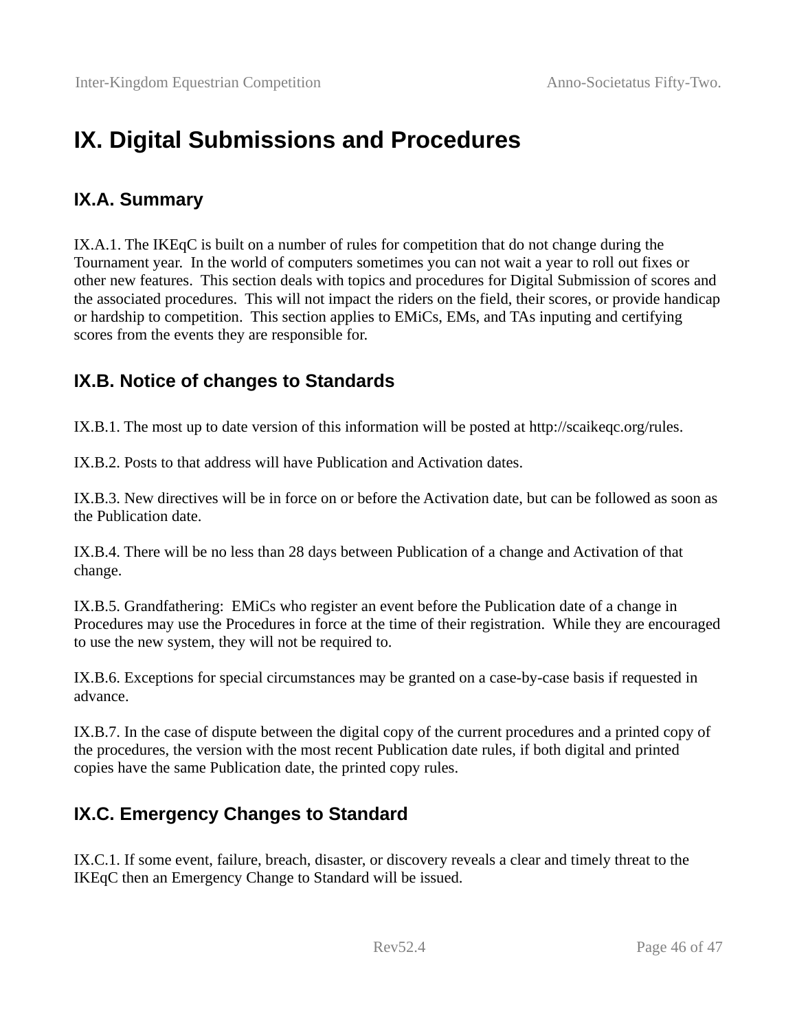# IX. Digital Submissions and Procedures

## IX.A. Summary

IX.A.1. The IKEqC is built on a number of rules for competition that do not change during the Tournament year. In the world of computers sometimes you can not wait a year to roll out fixes or other new features. This section deals with topics and procedures for Digital Submission of scores and the associated procedures. This will not impact the riders on the field, their scores, or provide handicap or hardship to competition. This section applies to EMiCs, EMs, and TAs inputing and certifying scores from the events they are responsible for.

## IX.B. Notice of changes to Standards

IX.B.1. The most up to date version of this information will be posted at http://scaikeqc.org/rules.

IX.B.2. Posts to that address will have Publication and Activation dates.

IX.B.3. New directives will be in force on or before the Activation date, but can be followed as soon as the Publication date.

IX.B.4. There will be no less than 28 days between Publication of a change and Activation of that change.

IX.B.5. Grandfathering: EMiCs who register an event before the Publication date of a change in Procedures may use the Procedures in force at the time of their registration. While they are encouraged to use the new system, they will not be required to.

IX.B.6. Exceptions for special circumstances may be granted on a case-by-case basis if requested in advance.

IX.B.7. In the case of dispute between the digital copy of the current procedures and a printed copy of the procedures, the version with the most recent Publication date rules, if both digital and printed copies have the same Publication date, the printed copy rules.

## IX.C. Emergency Changes to Standard

IX.C.1. If some event, failure, breach, disaster, or discovery reveals a clear and timely threat to the IKEqC then an Emergency Change to Standard will be issued.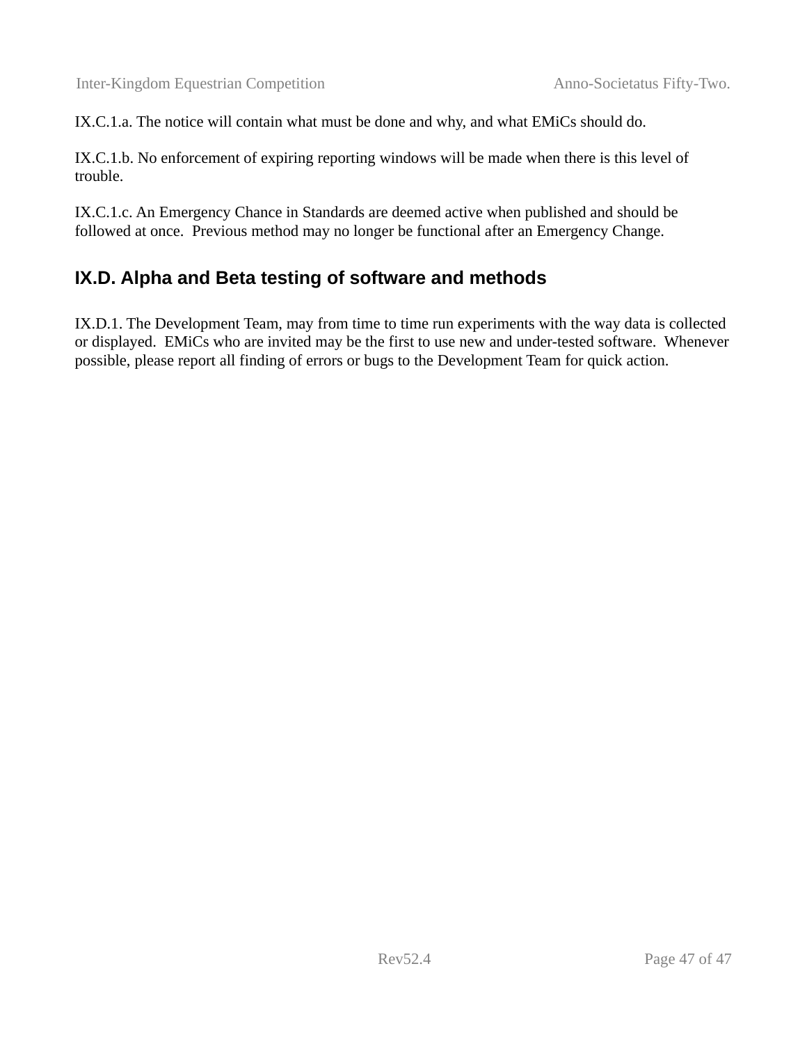IX.C.1.a. The notice will contain what must be done and why, and what EMiCs should do.

IX.C.1.b. No enforcement of expiring reporting windows will be made when there is this level of trouble.

IX.C.1.c. An Emergency Chance in Standards are deemed active when published and should be followed at once.  Previous method may no longer be functional after an Emergency Change.

## IX.D. Alpha and Beta testing of software and methods

IX.D.1. The Development Team, may from time to time run experiments with the way data is collected or displayed.  EMiCs who are invited may be the first to use new and under-tested software.  Whenever possible, please report all finding of errors or bugs to the Development Team for quick action.